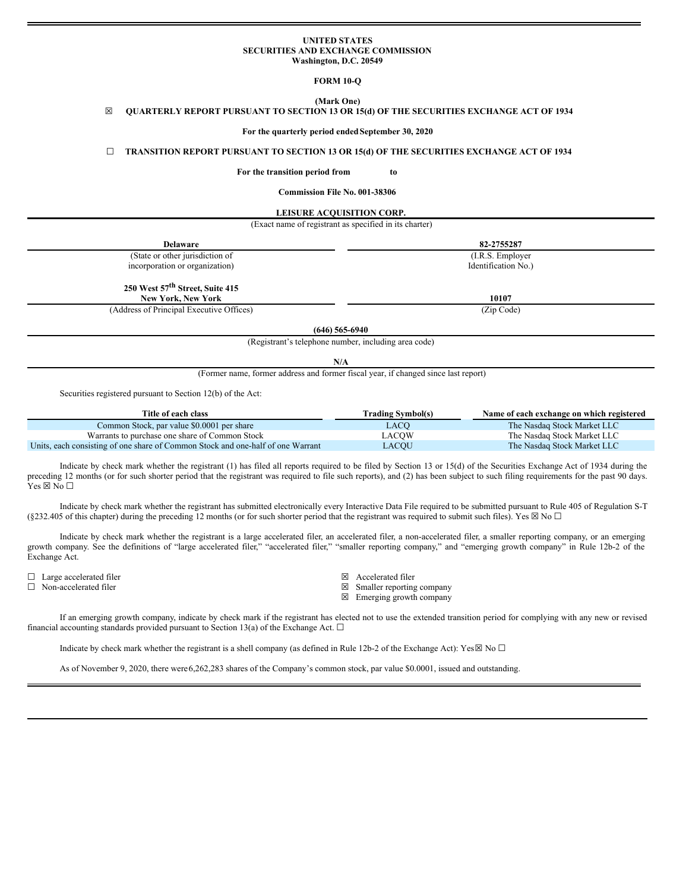**UNITED STATES**
**SECURITIES AND EXCHANGE COMMISSION**
**Washington, D.C. 20549**

**FORM 10-Q**

**(Mark One)**

☒ **QUARTERLY REPORT PURSUANT TO SECTION 13 OR 15(d) OF THE SECURITIES EXCHANGE ACT OF 1934**

**For the quarterly period ended September 30, 2020**

☐ **TRANSITION REPORT PURSUANT TO SECTION 13 OR 15(d) OF THE SECURITIES EXCHANGE ACT OF 1934**

**For the transition period from to**

**Commission File No. 001-38306**

**LEISURE ACQUISITION CORP.**

(Exact name of registrant as specified in its charter)

| **Delaware** | **82-2755287** |
|---|---|
| (State or other jurisdiction of incorporation or organization) | (I.R.S. Employer Identification No.) |
| **250 West 57th Street, Suite 415 New York, New York** | **10107** |
| (Address of Principal Executive Offices) | (Zip Code) |

**(646) 565-6940**

(Registrant's telephone number, including area code)

**N/A**

(Former name, former address and former fiscal year, if changed since last report)

Securities registered pursuant to Section 12(b) of the Act:

| Title of each class | Trading Symbol(s) | Name of each exchange on which registered |
|---|---|---|
| Common Stock, par value $0.0001 per share | LACQ | The Nasdaq Stock Market LLC |
| Warrants to purchase one share of Common Stock | LACQW | The Nasdaq Stock Market LLC |
| Units, each consisting of one share of Common Stock and one-half of one Warrant | LACQU | The Nasdaq Stock Market LLC |

Indicate by check mark whether the registrant (1) has filed all reports required to be filed by Section 13 or 15(d) of the Securities Exchange Act of 1934 during the preceding 12 months (or for such shorter period that the registrant was required to file such reports), and (2) has been subject to such filing requirements for the past 90 days. Yes ☒ No ☐

Indicate by check mark whether the registrant has submitted electronically every Interactive Data File required to be submitted pursuant to Rule 405 of Regulation S-T (§232.405 of this chapter) during the preceding 12 months (or for such shorter period that the registrant was required to submit such files). Yes ☒ No ☐

Indicate by check mark whether the registrant is a large accelerated filer, an accelerated filer, a non-accelerated filer, a smaller reporting company, or an emerging growth company. See the definitions of "large accelerated filer," "accelerated filer," "smaller reporting company," and "emerging growth company" in Rule 12b-2 of the Exchange Act.

| | |
|---|---|
| ☐ Large accelerated filer | ☒ Accelerated filer |
| ☐ Non-accelerated filer | ☒ Smaller reporting company |
| | ☒ Emerging growth company |

If an emerging growth company, indicate by check mark if the registrant has elected not to use the extended transition period for complying with any new or revised financial accounting standards provided pursuant to Section 13(a) of the Exchange Act. ☐

Indicate by check mark whether the registrant is a shell company (as defined in Rule 12b-2 of the Exchange Act): Yes☒ No ☐

As of November 9, 2020, there were 6,262,283 shares of the Company's common stock, par value $0.0001, issued and outstanding.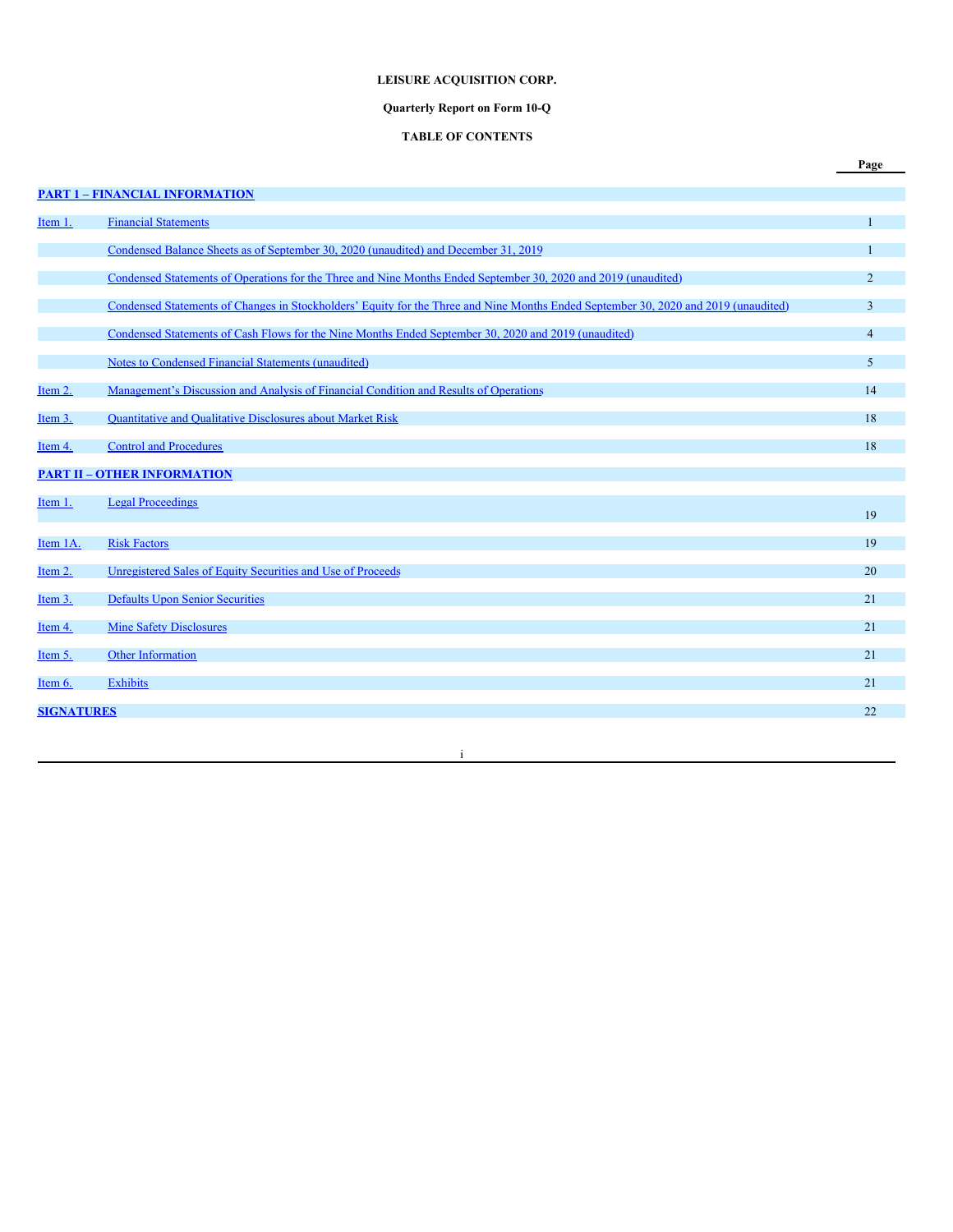**LEISURE ACQUISITION CORP.**

**Quarterly Report on Form 10-Q**

**TABLE OF CONTENTS**

| | | Page |
|---|---|---|
| **PART 1 – FINANCIAL INFORMATION** | | |
| Item 1. | Financial Statements | 1 |
| | Condensed Balance Sheets as of September 30, 2020 (unaudited) and December 31, 2019 | 1 |
| | Condensed Statements of Operations for the Three and Nine Months Ended September 30, 2020 and 2019 (unaudited) | 2 |
| | Condensed Statements of Changes in Stockholders' Equity for the Three and Nine Months Ended September 30, 2020 and 2019 (unaudited) | 3 |
| | Condensed Statements of Cash Flows for the Nine Months Ended September 30, 2020 and 2019 (unaudited) | 4 |
| | Notes to Condensed Financial Statements (unaudited) | 5 |
| Item 2. | Management's Discussion and Analysis of Financial Condition and Results of Operations | 14 |
| Item 3. | Quantitative and Qualitative Disclosures about Market Risk | 18 |
| Item 4. | Control and Procedures | 18 |
| **PART II – OTHER INFORMATION** | | |
| Item 1. | Legal Proceedings | 19 |
| Item 1A. | Risk Factors | 19 |
| Item 2. | Unregistered Sales of Equity Securities and Use of Proceeds | 20 |
| Item 3. | Defaults Upon Senior Securities | 21 |
| Item 4. | Mine Safety Disclosures | 21 |
| Item 5. | Other Information | 21 |
| Item 6. | Exhibits | 21 |
| **SIGNATURES** | | 22 |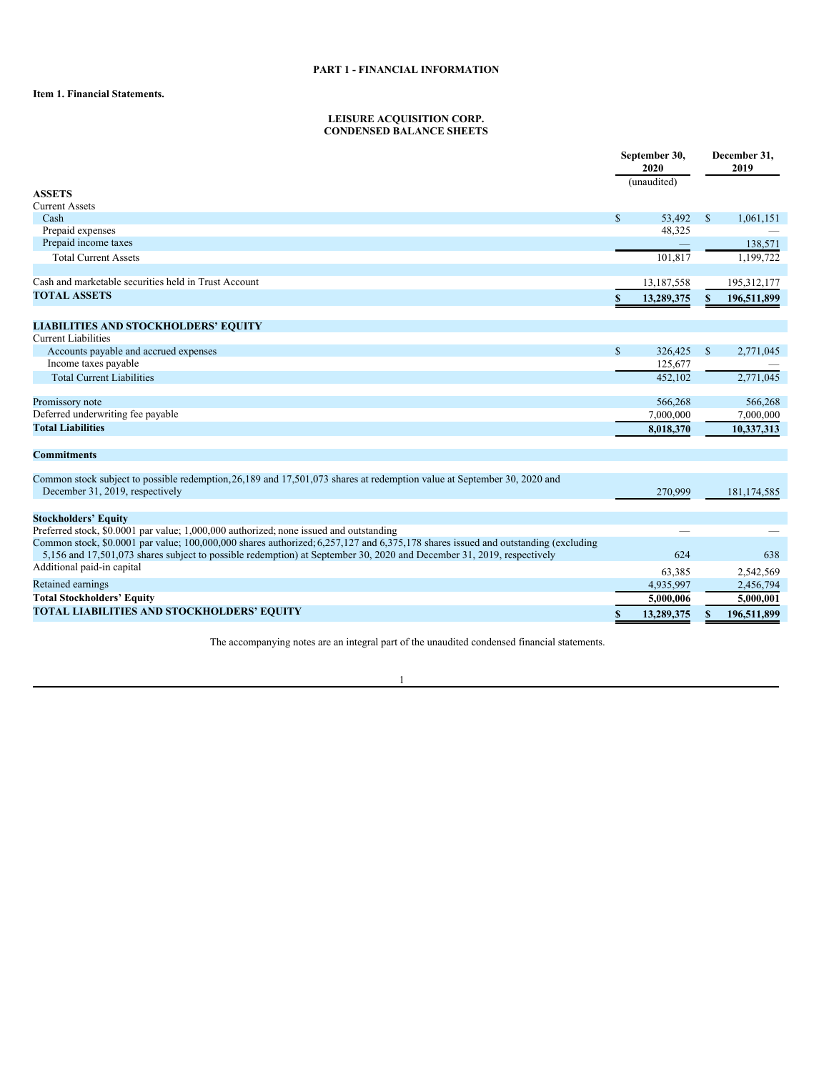# PART 1 - FINANCIAL INFORMATION

## Item 1. Financial Statements.

### LEISURE ACQUISITION CORP.
### CONDENSED BALANCE SHEETS

| | September 30, 2020 | December 31, 2019 |
|---|---|---|
| | (unaudited) | |
| **ASSETS** | | |
| Current Assets | | |
| Cash | $ 53,492 | $ 1,061,151 |
| Prepaid expenses | 48,325 | — |
| Prepaid income taxes | — | 138,571 |
| Total Current Assets | 101,817 | 1,199,722 |
| | | |
| Cash and marketable securities held in Trust Account | 13,187,558 | 195,312,177 |
| **TOTAL ASSETS** | **$ 13,289,375** | **$ 196,511,899** |
| | | |
| **LIABILITIES AND STOCKHOLDERS' EQUITY** | | |
| Current Liabilities | | |
| Accounts payable and accrued expenses | $ 326,425 | $ 2,771,045 |
| Income taxes payable | 125,677 | — |
| Total Current Liabilities | 452,102 | 2,771,045 |
| | | |
| Promissory note | 566,268 | 566,268 |
| Deferred underwriting fee payable | 7,000,000 | 7,000,000 |
| **Total Liabilities** | **8,018,370** | **10,337,313** |
| | | |
| **Commitments** | | |
| | | |
| Common stock subject to possible redemption, 26,189 and 17,501,073 shares at redemption value at September 30, 2020 and December 31, 2019, respectively | 270,999 | 181,174,585 |
| | | |
| **Stockholders' Equity** | | |
| Preferred stock, $0.0001 par value; 1,000,000 authorized; none issued and outstanding | — | — |
| Common stock, $0.0001 par value; 100,000,000 shares authorized; 6,257,127 and 6,375,178 shares issued and outstanding (excluding 5,156 and 17,501,073 shares subject to possible redemption) at September 30, 2020 and December 31, 2019, respectively | 624 | 638 |
| Additional paid-in capital | 63,385 | 2,542,569 |
| Retained earnings | 4,935,997 | 2,456,794 |
| **Total Stockholders' Equity** | **5,000,006** | **5,000,001** |
| **TOTAL LIABILITIES AND STOCKHOLDERS' EQUITY** | **$ 13,289,375** | **$ 196,511,899** |

The accompanying notes are an integral part of the unaudited condensed financial statements.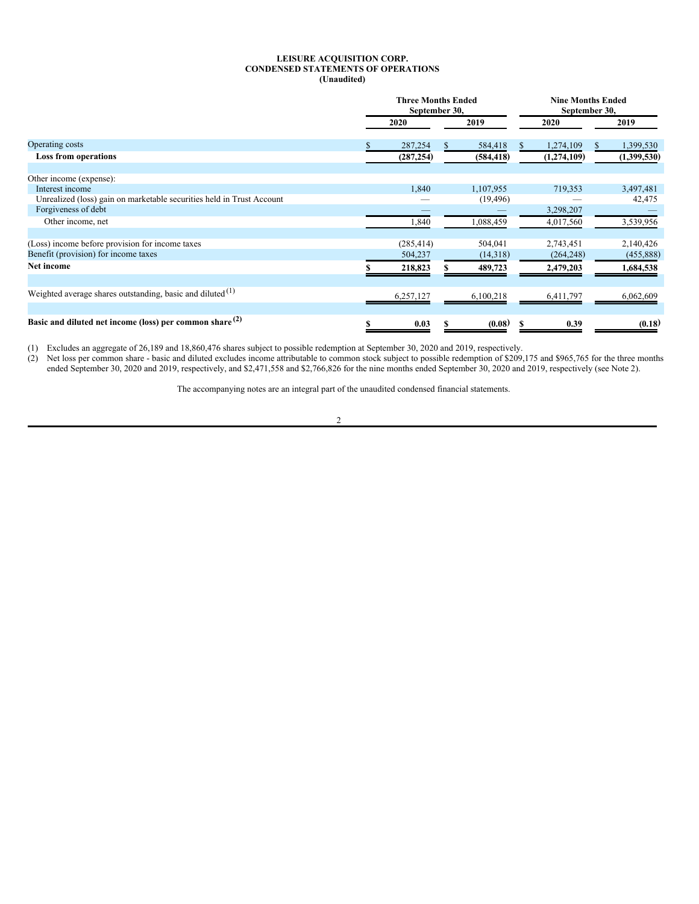# LEISURE ACQUISITION CORP.
## CONDENSED STATEMENTS OF OPERATIONS
### (Unaudited)

| | Three Months Ended September 30, | | Nine Months Ended September 30, | |
|---|---|---|---|---|
| | 2020 | 2019 | 2020 | 2019 |
| Operating costs | $ 287,254 | $ 584,418 | $ 1,274,109 | $ 1,399,530 |
| **Loss from operations** | **(287,254)** | **(584,418)** | **(1,274,109)** | **(1,399,530)** |
| | | | | |
| Other income (expense): | | | | |
| Interest income | 1,840 | 1,107,955 | 719,353 | 3,497,481 |
| Unrealized (loss) gain on marketable securities held in Trust Account | — | (19,496) | — | 42,475 |
| Forgiveness of debt | — | — | 3,298,207 | — |
| Other income, net | 1,840 | 1,088,459 | 4,017,560 | 3,539,956 |
| | | | | |
| (Loss) income before provision for income taxes | (285,414) | 504,041 | 2,743,451 | 2,140,426 |
| Benefit (provision) for income taxes | 504,237 | (14,318) | (264,248) | (455,888) |
| **Net income** | **$ 218,823** | **$ 489,723** | **2,479,203** | **1,684,538** |
| | | | | |
| Weighted average shares outstanding, basic and diluted [(1)] | 6,257,127 | 6,100,218 | 6,411,797 | 6,062,609 |
| | | | | |
| **Basic and diluted net income (loss) per common share [(2)]** | **$ 0.03** | **$ (0.08)** | **$ 0.39** | **(0.18)** |

(1) Excludes an aggregate of 26,189 and 18,860,476 shares subject to possible redemption at September 30, 2020 and 2019, respectively.

(2) Net loss per common share - basic and diluted excludes income attributable to common stock subject to possible redemption of $209,175 and $965,765 for the three months ended September 30, 2020 and 2019, respectively, and $2,471,558 and $2,766,826 for the nine months ended September 30, 2020 and 2019, respectively (see Note 2).

The accompanying notes are an integral part of the unaudited condensed financial statements.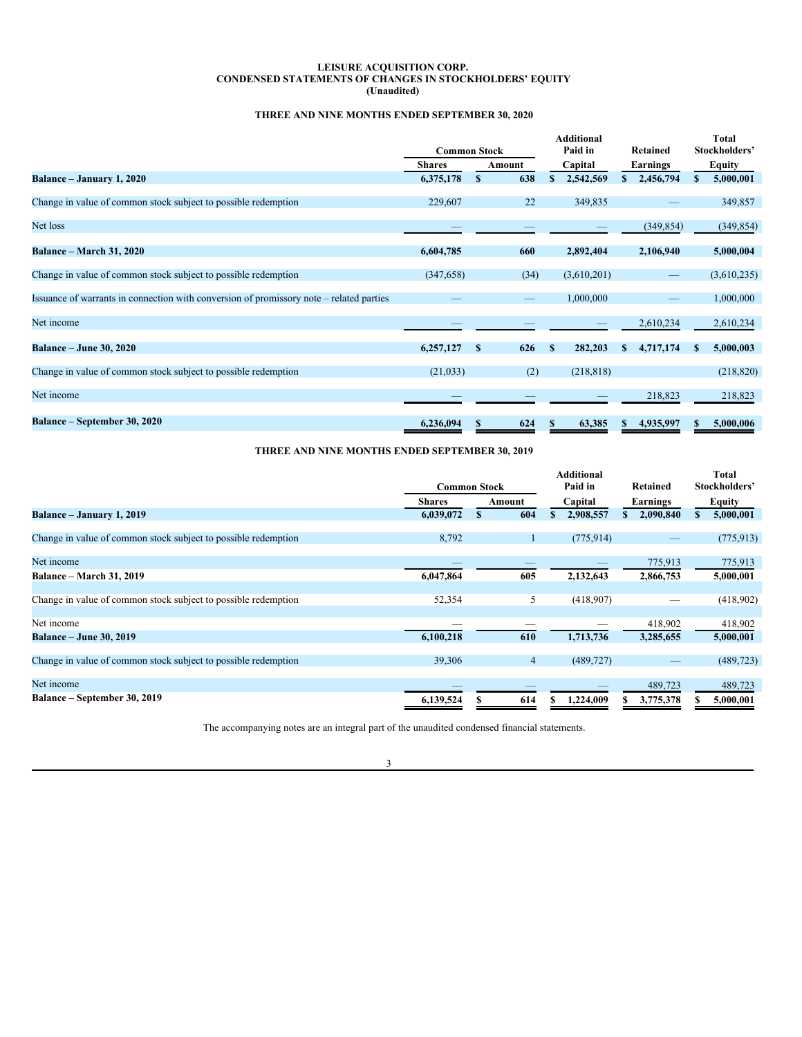**LEISURE ACQUISITION CORP.**
**CONDENSED STATEMENTS OF CHANGES IN STOCKHOLDERS' EQUITY**
**(Unaudited)**

**THREE AND NINE MONTHS ENDED SEPTEMBER 30, 2020**

| | Common Stock | | Additional Paid in | Retained | Total Stockholders' |
|---|---|---|---|---|---|
| | Shares | Amount | Capital | Earnings | Equity |
| **Balance – January 1, 2020** | **6,375,178** | **$ 638** | **$ 2,542,569** | **$ 2,456,794** | **$ 5,000,001** |
| Change in value of common stock subject to possible redemption | 229,607 | 22 | 349,835 | — | 349,857 |
| Net loss | — | — | — | (349,854) | (349,854) |
| **Balance – March 31, 2020** | **6,604,785** | **660** | **2,892,404** | **2,106,940** | **5,000,004** |
| Change in value of common stock subject to possible redemption | (347,658) | (34) | (3,610,201) | — | (3,610,235) |
| Issuance of warrants in connection with conversion of promissory note – related parties | — | — | 1,000,000 | — | 1,000,000 |
| Net income | — | — | — | 2,610,234 | 2,610,234 |
| **Balance – June 30, 2020** | **6,257,127** | **$ 626** | **$ 282,203** | **$ 4,717,174** | **$ 5,000,003** |
| Change in value of common stock subject to possible redemption | (21,033) | (2) | (218,818) | | (218,820) |
| Net income | — | — | — | 218,823 | 218,823 |
| **Balance – September 30, 2020** | **6,236,094** | **$ 624** | **$ 63,385** | **$ 4,935,997** | **$ 5,000,006** |

**THREE AND NINE MONTHS ENDED SEPTEMBER 30, 2019**

| | Common Stock | | Additional Paid in | Retained | Total Stockholders' |
|---|---|---|---|---|---|
| | Shares | Amount | Capital | Earnings | Equity |
| **Balance – January 1, 2019** | **6,039,072** | **$ 604** | **$ 2,908,557** | **$ 2,090,840** | **$ 5,000,001** |
| Change in value of common stock subject to possible redemption | 8,792 | 1 | (775,914) | — | (775,913) |
| Net income | — | — | — | 775,913 | 775,913 |
| **Balance – March 31, 2019** | **6,047,864** | **605** | **2,132,643** | **2,866,753** | **5,000,001** |
| Change in value of common stock subject to possible redemption | 52,354 | 5 | (418,907) | — | (418,902) |
| Net income | — | — | — | 418,902 | 418,902 |
| **Balance – June 30, 2019** | **6,100,218** | **610** | **1,713,736** | **3,285,655** | **5,000,001** |
| Change in value of common stock subject to possible redemption | 39,306 | 4 | (489,727) | — | (489,723) |
| Net income | — | — | — | 489,723 | 489,723 |
| **Balance – September 30, 2019** | **6,139,524** | **$ 614** | **$ 1,224,009** | **$ 3,775,378** | **$ 5,000,001** |

The accompanying notes are an integral part of the unaudited condensed financial statements.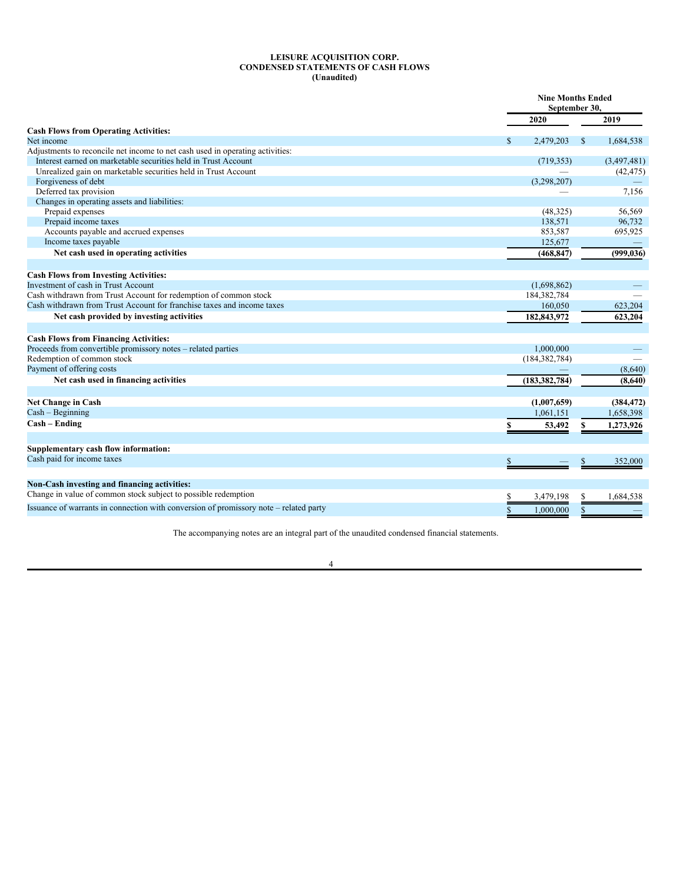# LEISURE ACQUISITION CORP.
## CONDENSED STATEMENTS OF CASH FLOWS
### (Unaudited)

| | Nine Months Ended September 30, | |
|---|---|---|
| | 2020 | 2019 |
| **Cash Flows from Operating Activities:** | | |
| Net income | $ 2,479,203 | $ 1,684,538 |
| Adjustments to reconcile net income to net cash used in operating activities: | | |
| Interest earned on marketable securities held in Trust Account | (719,353) | (3,497,481) |
| Unrealized gain on marketable securities held in Trust Account | — | (42,475) |
| Forgiveness of debt | (3,298,207) | — |
| Deferred tax provision | — | 7,156 |
| Changes in operating assets and liabilities: | | |
| Prepaid expenses | (48,325) | 56,569 |
| Prepaid income taxes | 138,571 | 96,732 |
| Accounts payable and accrued expenses | 853,587 | 695,925 |
| Income taxes payable | 125,677 | — |
| **Net cash used in operating activities** | **(468,847)** | **(999,036)** |
| | | |
| **Cash Flows from Investing Activities:** | | |
| Investment of cash in Trust Account | (1,698,862) | — |
| Cash withdrawn from Trust Account for redemption of common stock | 184,382,784 | — |
| Cash withdrawn from Trust Account for franchise taxes and income taxes | 160,050 | 623,204 |
| **Net cash provided by investing activities** | **182,843,972** | **623,204** |
| | | |
| **Cash Flows from Financing Activities:** | | |
| Proceeds from convertible promissory notes – related parties | 1,000,000 | — |
| Redemption of common stock | (184,382,784) | — |
| Payment of offering costs | — | (8,640) |
| **Net cash used in financing activities** | **(183,382,784)** | **(8,640)** |
| | | |
| **Net Change in Cash** | **(1,007,659)** | **(384,472)** |
| Cash – Beginning | 1,061,151 | 1,658,398 |
| **Cash – Ending** | **$ 53,492** | **$ 1,273,926** |
| | | |
| **Supplementary cash flow information:** | | |
| Cash paid for income taxes | $ — | $ 352,000 |
| | | |
| **Non-Cash investing and financing activities:** | | |
| Change in value of common stock subject to possible redemption | $ 3,479,198 | $ 1,684,538 |
| Issuance of warrants in connection with conversion of promissory note – related party | $ 1,000,000 | $ — |

The accompanying notes are an integral part of the unaudited condensed financial statements.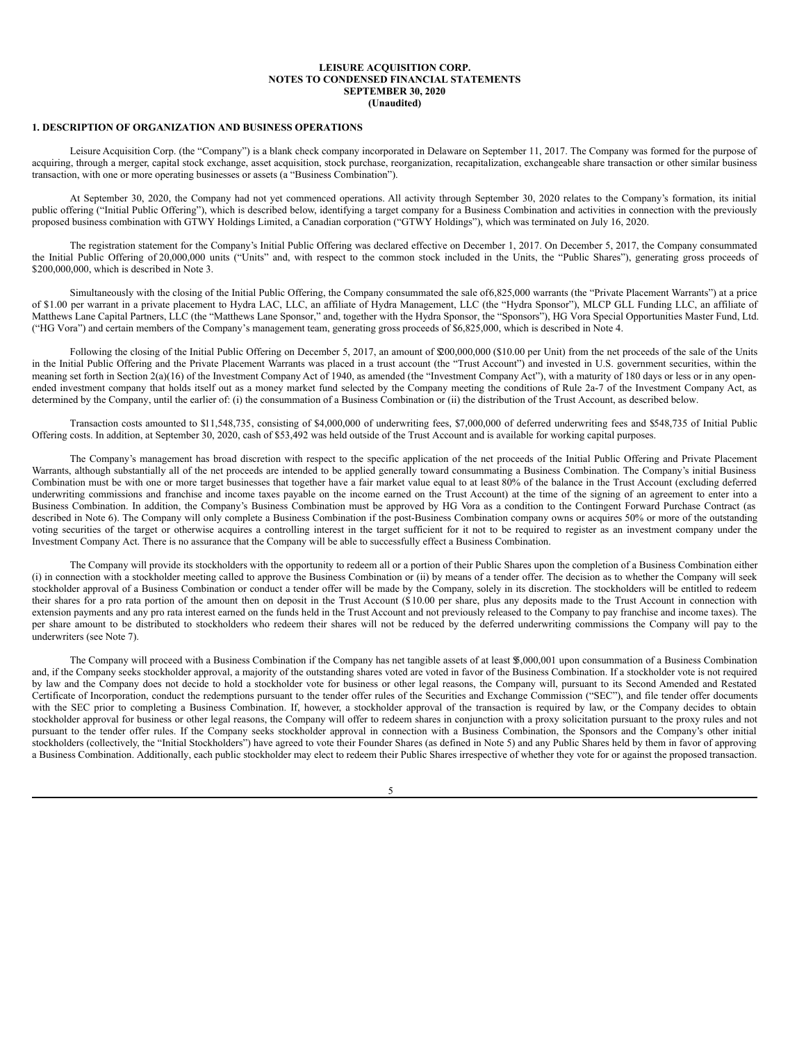**LEISURE ACQUISITION CORP.**
**NOTES TO CONDENSED FINANCIAL STATEMENTS**
**SEPTEMBER 30, 2020**
**(Unaudited)**

## 1. DESCRIPTION OF ORGANIZATION AND BUSINESS OPERATIONS

Leisure Acquisition Corp. (the "Company") is a blank check company incorporated in Delaware on September 11, 2017. The Company was formed for the purpose of acquiring, through a merger, capital stock exchange, asset acquisition, stock purchase, reorganization, recapitalization, exchangeable share transaction or other similar business transaction, with one or more operating businesses or assets (a "Business Combination").

At September 30, 2020, the Company had not yet commenced operations. All activity through September 30, 2020 relates to the Company's formation, its initial public offering ("Initial Public Offering"), which is described below, identifying a target company for a Business Combination and activities in connection with the previously proposed business combination with GTWY Holdings Limited, a Canadian corporation ("GTWY Holdings"), which was terminated on July 16, 2020.

The registration statement for the Company's Initial Public Offering was declared effective on December 1, 2017. On December 5, 2017, the Company consummated the Initial Public Offering of 20,000,000 units ("Units" and, with respect to the common stock included in the Units, the "Public Shares"), generating gross proceeds of $200,000,000, which is described in Note 3.

Simultaneously with the closing of the Initial Public Offering, the Company consummated the sale of 6,825,000 warrants (the "Private Placement Warrants") at a price of $1.00 per warrant in a private placement to Hydra LAC, LLC, an affiliate of Hydra Management, LLC (the "Hydra Sponsor"), MLCP GLL Funding LLC, an affiliate of Matthews Lane Capital Partners, LLC (the "Matthews Lane Sponsor," and, together with the Hydra Sponsor, the "Sponsors"), HG Vora Special Opportunities Master Fund, Ltd. ("HG Vora") and certain members of the Company's management team, generating gross proceeds of $6,825,000, which is described in Note 4.

Following the closing of the Initial Public Offering on December 5, 2017, an amount of $200,000,000 ($10.00 per Unit) from the net proceeds of the sale of the Units in the Initial Public Offering and the Private Placement Warrants was placed in a trust account (the "Trust Account") and invested in U.S. government securities, within the meaning set forth in Section 2(a)(16) of the Investment Company Act of 1940, as amended (the "Investment Company Act"), with a maturity of 180 days or less or in any open-ended investment company that holds itself out as a money market fund selected by the Company meeting the conditions of Rule 2a-7 of the Investment Company Act, as determined by the Company, until the earlier of: (i) the consummation of a Business Combination or (ii) the distribution of the Trust Account, as described below.

Transaction costs amounted to $11,548,735, consisting of $4,000,000 of underwriting fees, $7,000,000 of deferred underwriting fees and $548,735 of Initial Public Offering costs. In addition, at September 30, 2020, cash of $53,492 was held outside of the Trust Account and is available for working capital purposes.

The Company's management has broad discretion with respect to the specific application of the net proceeds of the Initial Public Offering and Private Placement Warrants, although substantially all of the net proceeds are intended to be applied generally toward consummating a Business Combination. The Company's initial Business Combination must be with one or more target businesses that together have a fair market value equal to at least 80% of the balance in the Trust Account (excluding deferred underwriting commissions and franchise and income taxes payable on the income earned on the Trust Account) at the time of the signing of an agreement to enter into a Business Combination. In addition, the Company's Business Combination must be approved by HG Vora as a condition to the Contingent Forward Purchase Contract (as described in Note 6). The Company will only complete a Business Combination if the post-Business Combination company owns or acquires 50% or more of the outstanding voting securities of the target or otherwise acquires a controlling interest in the target sufficient for it not to be required to register as an investment company under the Investment Company Act. There is no assurance that the Company will be able to successfully effect a Business Combination.

The Company will provide its stockholders with the opportunity to redeem all or a portion of their Public Shares upon the completion of a Business Combination either (i) in connection with a stockholder meeting called to approve the Business Combination or (ii) by means of a tender offer. The decision as to whether the Company will seek stockholder approval of a Business Combination or conduct a tender offer will be made by the Company, solely in its discretion. The stockholders will be entitled to redeem their shares for a pro rata portion of the amount then on deposit in the Trust Account ($10.00 per share, plus any deposits made to the Trust Account in connection with extension payments and any pro rata interest earned on the funds held in the Trust Account and not previously released to the Company to pay franchise and income taxes). The per share amount to be distributed to stockholders who redeem their shares will not be reduced by the deferred underwriting commissions the Company will pay to the underwriters (see Note 7).

The Company will proceed with a Business Combination if the Company has net tangible assets of at least $5,000,001 upon consummation of a Business Combination and, if the Company seeks stockholder approval, a majority of the outstanding shares voted are voted in favor of the Business Combination. If a stockholder vote is not required by law and the Company does not decide to hold a stockholder vote for business or other legal reasons, the Company will, pursuant to its Second Amended and Restated Certificate of Incorporation, conduct the redemptions pursuant to the tender offer rules of the Securities and Exchange Commission ("SEC"), and file tender offer documents with the SEC prior to completing a Business Combination. If, however, a stockholder approval of the transaction is required by law, or the Company decides to obtain stockholder approval for business or other legal reasons, the Company will offer to redeem shares in conjunction with a proxy solicitation pursuant to the proxy rules and not pursuant to the tender offer rules. If the Company seeks stockholder approval in connection with a Business Combination, the Sponsors and the Company's other initial stockholders (collectively, the "Initial Stockholders") have agreed to vote their Founder Shares (as defined in Note 5) and any Public Shares held by them in favor of approving a Business Combination. Additionally, each public stockholder may elect to redeem their Public Shares irrespective of whether they vote for or against the proposed transaction.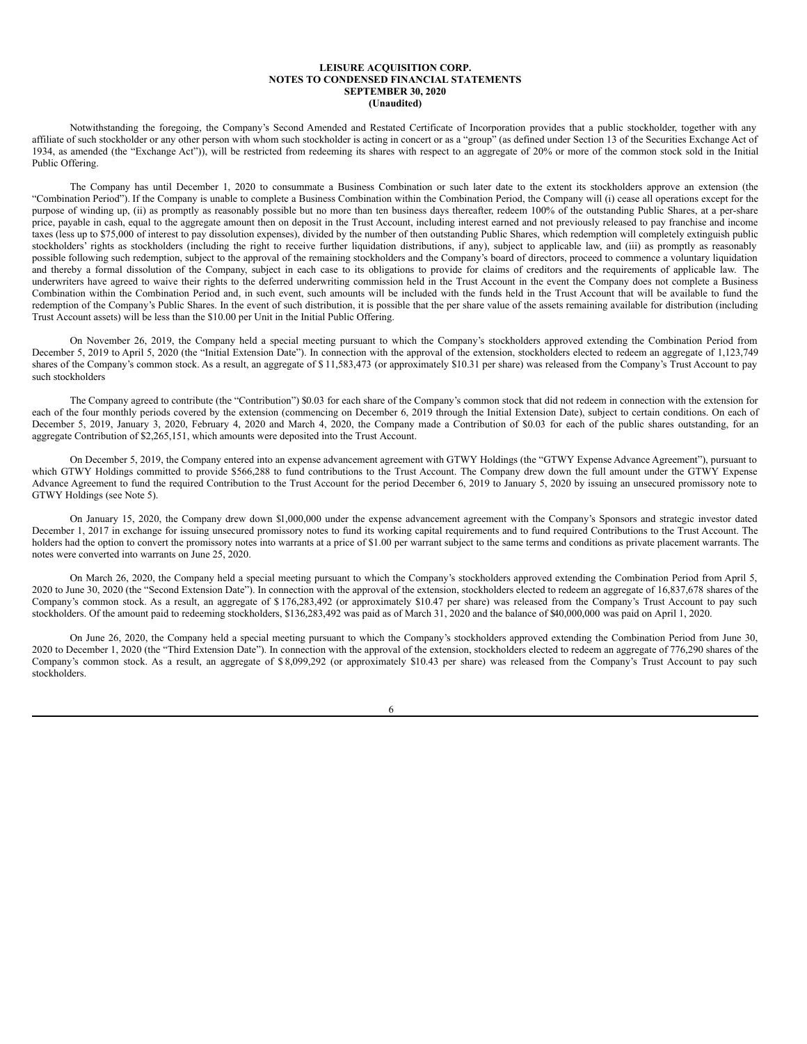Notwithstanding the foregoing, the Company's Second Amended and Restated Certificate of Incorporation provides that a public stockholder, together with any affiliate of such stockholder or any other person with whom such stockholder is acting in concert or as a "group" (as defined under Section 13 of the Securities Exchange Act of 1934, as amended (the "Exchange Act")), will be restricted from redeeming its shares with respect to an aggregate of 20% or more of the common stock sold in the Initial Public Offering.

The Company has until December 1, 2020 to consummate a Business Combination or such later date to the extent its stockholders approve an extension (the "Combination Period"). If the Company is unable to complete a Business Combination within the Combination Period, the Company will (i) cease all operations except for the purpose of winding up, (ii) as promptly as reasonably possible but no more than ten business days thereafter, redeem 100% of the outstanding Public Shares, at a per-share price, payable in cash, equal to the aggregate amount then on deposit in the Trust Account, including interest earned and not previously released to pay franchise and income taxes (less up to $75,000 of interest to pay dissolution expenses), divided by the number of then outstanding Public Shares, which redemption will completely extinguish public stockholders' rights as stockholders (including the right to receive further liquidation distributions, if any), subject to applicable law, and (iii) as promptly as reasonably possible following such redemption, subject to the approval of the remaining stockholders and the Company's board of directors, proceed to commence a voluntary liquidation and thereby a formal dissolution of the Company, subject in each case to its obligations to provide for claims of creditors and the requirements of applicable law. The underwriters have agreed to waive their rights to the deferred underwriting commission held in the Trust Account in the event the Company does not complete a Business Combination within the Combination Period and, in such event, such amounts will be included with the funds held in the Trust Account that will be available to fund the redemption of the Company's Public Shares. In the event of such distribution, it is possible that the per share value of the assets remaining available for distribution (including Trust Account assets) will be less than the $10.00 per Unit in the Initial Public Offering.

On November 26, 2019, the Company held a special meeting pursuant to which the Company's stockholders approved extending the Combination Period from December 5, 2019 to April 5, 2020 (the "Initial Extension Date"). In connection with the approval of the extension, stockholders elected to redeem an aggregate of 1,123,749 shares of the Company's common stock. As a result, an aggregate of $ 11,583,473 (or approximately $10.31 per share) was released from the Company's Trust Account to pay such stockholders

The Company agreed to contribute (the "Contribution") $0.03 for each share of the Company's common stock that did not redeem in connection with the extension for each of the four monthly periods covered by the extension (commencing on December 6, 2019 through the Initial Extension Date), subject to certain conditions. On each of December 5, 2019, January 3, 2020, February 4, 2020 and March 4, 2020, the Company made a Contribution of $0.03 for each of the public shares outstanding, for an aggregate Contribution of $2,265,151, which amounts were deposited into the Trust Account.

On December 5, 2019, the Company entered into an expense advancement agreement with GTWY Holdings (the "GTWY Expense Advance Agreement"), pursuant to which GTWY Holdings committed to provide $566,288 to fund contributions to the Trust Account. The Company drew down the full amount under the GTWY Expense Advance Agreement to fund the required Contribution to the Trust Account for the period December 6, 2019 to January 5, 2020 by issuing an unsecured promissory note to GTWY Holdings (see Note 5).

On January 15, 2020, the Company drew down $1,000,000 under the expense advancement agreement with the Company's Sponsors and strategic investor dated December 1, 2017 in exchange for issuing unsecured promissory notes to fund its working capital requirements and to fund required Contributions to the Trust Account. The holders had the option to convert the promissory notes into warrants at a price of $1.00 per warrant subject to the same terms and conditions as private placement warrants. The notes were converted into warrants on June 25, 2020.

On March 26, 2020, the Company held a special meeting pursuant to which the Company's stockholders approved extending the Combination Period from April 5, 2020 to June 30, 2020 (the "Second Extension Date"). In connection with the approval of the extension, stockholders elected to redeem an aggregate of 16,837,678 shares of the Company's common stock. As a result, an aggregate of $ 176,283,492 (or approximately $10.47 per share) was released from the Company's Trust Account to pay such stockholders. Of the amount paid to redeeming stockholders, $136,283,492 was paid as of March 31, 2020 and the balance of $40,000,000 was paid on April 1, 2020.

On June 26, 2020, the Company held a special meeting pursuant to which the Company's stockholders approved extending the Combination Period from June 30, 2020 to December 1, 2020 (the "Third Extension Date"). In connection with the approval of the extension, stockholders elected to redeem an aggregate of 776,290 shares of the Company's common stock. As a result, an aggregate of $ 8,099,292 (or approximately $10.43 per share) was released from the Company's Trust Account to pay such stockholders.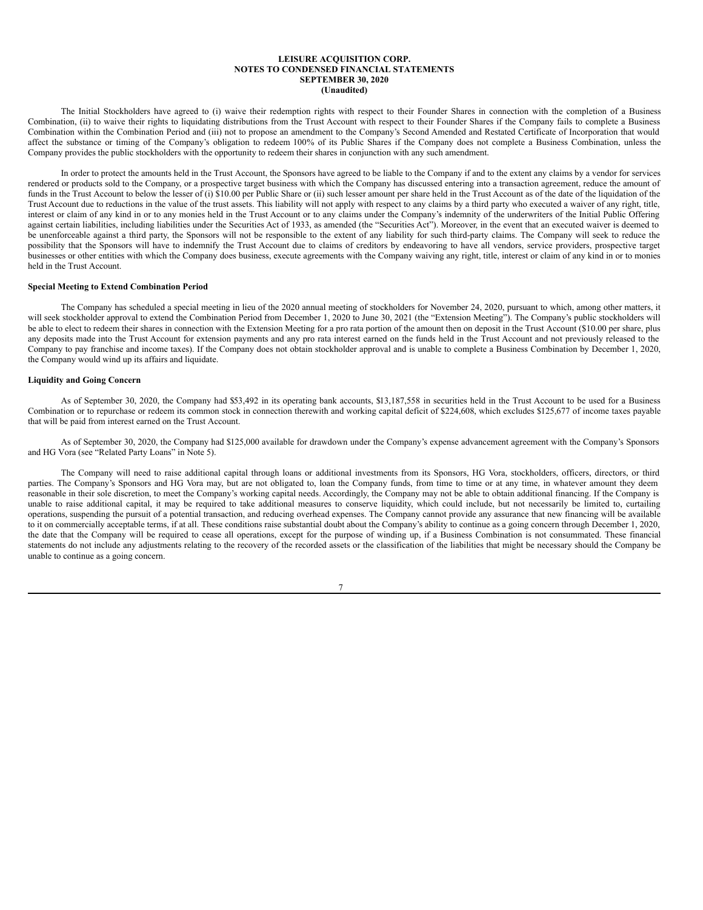The Initial Stockholders have agreed to (i) waive their redemption rights with respect to their Founder Shares in connection with the completion of a Business Combination, (ii) to waive their rights to liquidating distributions from the Trust Account with respect to their Founder Shares if the Company fails to complete a Business Combination within the Combination Period and (iii) not to propose an amendment to the Company's Second Amended and Restated Certificate of Incorporation that would affect the substance or timing of the Company's obligation to redeem 100% of its Public Shares if the Company does not complete a Business Combination, unless the Company provides the public stockholders with the opportunity to redeem their shares in conjunction with any such amendment.

In order to protect the amounts held in the Trust Account, the Sponsors have agreed to be liable to the Company if and to the extent any claims by a vendor for services rendered or products sold to the Company, or a prospective target business with which the Company has discussed entering into a transaction agreement, reduce the amount of funds in the Trust Account to below the lesser of (i) $10.00 per Public Share or (ii) such lesser amount per share held in the Trust Account as of the date of the liquidation of the Trust Account due to reductions in the value of the trust assets. This liability will not apply with respect to any claims by a third party who executed a waiver of any right, title, interest or claim of any kind in or to any monies held in the Trust Account or to any claims under the Company's indemnity of the underwriters of the Initial Public Offering against certain liabilities, including liabilities under the Securities Act of 1933, as amended (the "Securities Act"). Moreover, in the event that an executed waiver is deemed to be unenforceable against a third party, the Sponsors will not be responsible to the extent of any liability for such third-party claims. The Company will seek to reduce the possibility that the Sponsors will have to indemnify the Trust Account due to claims of creditors by endeavoring to have all vendors, service providers, prospective target businesses or other entities with which the Company does business, execute agreements with the Company waiving any right, title, interest or claim of any kind in or to monies held in the Trust Account.

**Special Meeting to Extend Combination Period**

The Company has scheduled a special meeting in lieu of the 2020 annual meeting of stockholders for November 24, 2020, pursuant to which, among other matters, it will seek stockholder approval to extend the Combination Period from December 1, 2020 to June 30, 2021 (the "Extension Meeting"). The Company's public stockholders will be able to elect to redeem their shares in connection with the Extension Meeting for a pro rata portion of the amount then on deposit in the Trust Account ($10.00 per share, plus any deposits made into the Trust Account for extension payments and any pro rata interest earned on the funds held in the Trust Account and not previously released to the Company to pay franchise and income taxes). If the Company does not obtain stockholder approval and is unable to complete a Business Combination by December 1, 2020, the Company would wind up its affairs and liquidate.

**Liquidity and Going Concern**

As of September 30, 2020, the Company had $53,492 in its operating bank accounts, $13,187,558 in securities held in the Trust Account to be used for a Business Combination or to repurchase or redeem its common stock in connection therewith and working capital deficit of $224,608, which excludes $125,677 of income taxes payable that will be paid from interest earned on the Trust Account.

As of September 30, 2020, the Company had $125,000 available for drawdown under the Company's expense advancement agreement with the Company's Sponsors and HG Vora (see "Related Party Loans" in Note 5).

The Company will need to raise additional capital through loans or additional investments from its Sponsors, HG Vora, stockholders, officers, directors, or third parties. The Company's Sponsors and HG Vora may, but are not obligated to, loan the Company funds, from time to time or at any time, in whatever amount they deem reasonable in their sole discretion, to meet the Company's working capital needs. Accordingly, the Company may not be able to obtain additional financing. If the Company is unable to raise additional capital, it may be required to take additional measures to conserve liquidity, which could include, but not necessarily be limited to, curtailing operations, suspending the pursuit of a potential transaction, and reducing overhead expenses. The Company cannot provide any assurance that new financing will be available to it on commercially acceptable terms, if at all. These conditions raise substantial doubt about the Company's ability to continue as a going concern through December 1, 2020, the date that the Company will be required to cease all operations, except for the purpose of winding up, if a Business Combination is not consummated. These financial statements do not include any adjustments relating to the recovery of the recorded assets or the classification of the liabilities that might be necessary should the Company be unable to continue as a going concern.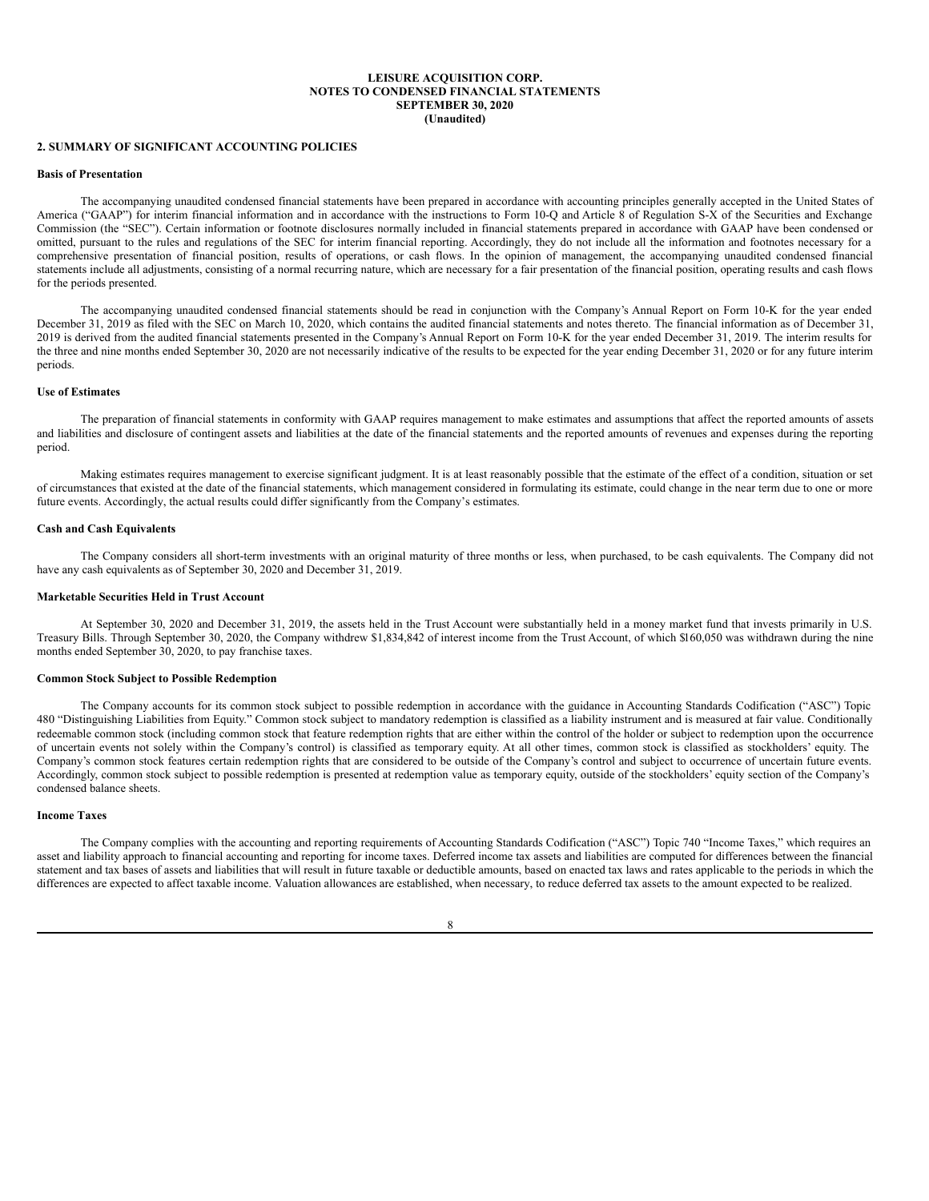**LEISURE ACQUISITION CORP.**
**NOTES TO CONDENSED FINANCIAL STATEMENTS**
**SEPTEMBER 30, 2020**
**(Unaudited)**

## 2. SUMMARY OF SIGNIFICANT ACCOUNTING POLICIES

### Basis of Presentation

The accompanying unaudited condensed financial statements have been prepared in accordance with accounting principles generally accepted in the United States of America ("GAAP") for interim financial information and in accordance with the instructions to Form 10-Q and Article 8 of Regulation S-X of the Securities and Exchange Commission (the "SEC"). Certain information or footnote disclosures normally included in financial statements prepared in accordance with GAAP have been condensed or omitted, pursuant to the rules and regulations of the SEC for interim financial reporting. Accordingly, they do not include all the information and footnotes necessary for a comprehensive presentation of financial position, results of operations, or cash flows. In the opinion of management, the accompanying unaudited condensed financial statements include all adjustments, consisting of a normal recurring nature, which are necessary for a fair presentation of the financial position, operating results and cash flows for the periods presented.

The accompanying unaudited condensed financial statements should be read in conjunction with the Company's Annual Report on Form 10-K for the year ended December 31, 2019 as filed with the SEC on March 10, 2020, which contains the audited financial statements and notes thereto. The financial information as of December 31, 2019 is derived from the audited financial statements presented in the Company's Annual Report on Form 10-K for the year ended December 31, 2019. The interim results for the three and nine months ended September 30, 2020 are not necessarily indicative of the results to be expected for the year ending December 31, 2020 or for any future interim periods.

### Use of Estimates

The preparation of financial statements in conformity with GAAP requires management to make estimates and assumptions that affect the reported amounts of assets and liabilities and disclosure of contingent assets and liabilities at the date of the financial statements and the reported amounts of revenues and expenses during the reporting period.

Making estimates requires management to exercise significant judgment. It is at least reasonably possible that the estimate of the effect of a condition, situation or set of circumstances that existed at the date of the financial statements, which management considered in formulating its estimate, could change in the near term due to one or more future events. Accordingly, the actual results could differ significantly from the Company's estimates.

### Cash and Cash Equivalents

The Company considers all short-term investments with an original maturity of three months or less, when purchased, to be cash equivalents. The Company did not have any cash equivalents as of September 30, 2020 and December 31, 2019.

### Marketable Securities Held in Trust Account

At September 30, 2020 and December 31, 2019, the assets held in the Trust Account were substantially held in a money market fund that invests primarily in U.S. Treasury Bills. Through September 30, 2020, the Company withdrew $1,834,842 of interest income from the Trust Account, of which $160,050 was withdrawn during the nine months ended September 30, 2020, to pay franchise taxes.

### Common Stock Subject to Possible Redemption

The Company accounts for its common stock subject to possible redemption in accordance with the guidance in Accounting Standards Codification ("ASC") Topic 480 "Distinguishing Liabilities from Equity." Common stock subject to mandatory redemption is classified as a liability instrument and is measured at fair value. Conditionally redeemable common stock (including common stock that feature redemption rights that are either within the control of the holder or subject to redemption upon the occurrence of uncertain events not solely within the Company's control) is classified as temporary equity. At all other times, common stock is classified as stockholders' equity. The Company's common stock features certain redemption rights that are considered to be outside of the Company's control and subject to occurrence of uncertain future events. Accordingly, common stock subject to possible redemption is presented at redemption value as temporary equity, outside of the stockholders' equity section of the Company's condensed balance sheets.

### Income Taxes

The Company complies with the accounting and reporting requirements of Accounting Standards Codification ("ASC") Topic 740 "Income Taxes," which requires an asset and liability approach to financial accounting and reporting for income taxes. Deferred income tax assets and liabilities are computed for differences between the financial statement and tax bases of assets and liabilities that will result in future taxable or deductible amounts, based on enacted tax laws and rates applicable to the periods in which the differences are expected to affect taxable income. Valuation allowances are established, when necessary, to reduce deferred tax assets to the amount expected to be realized.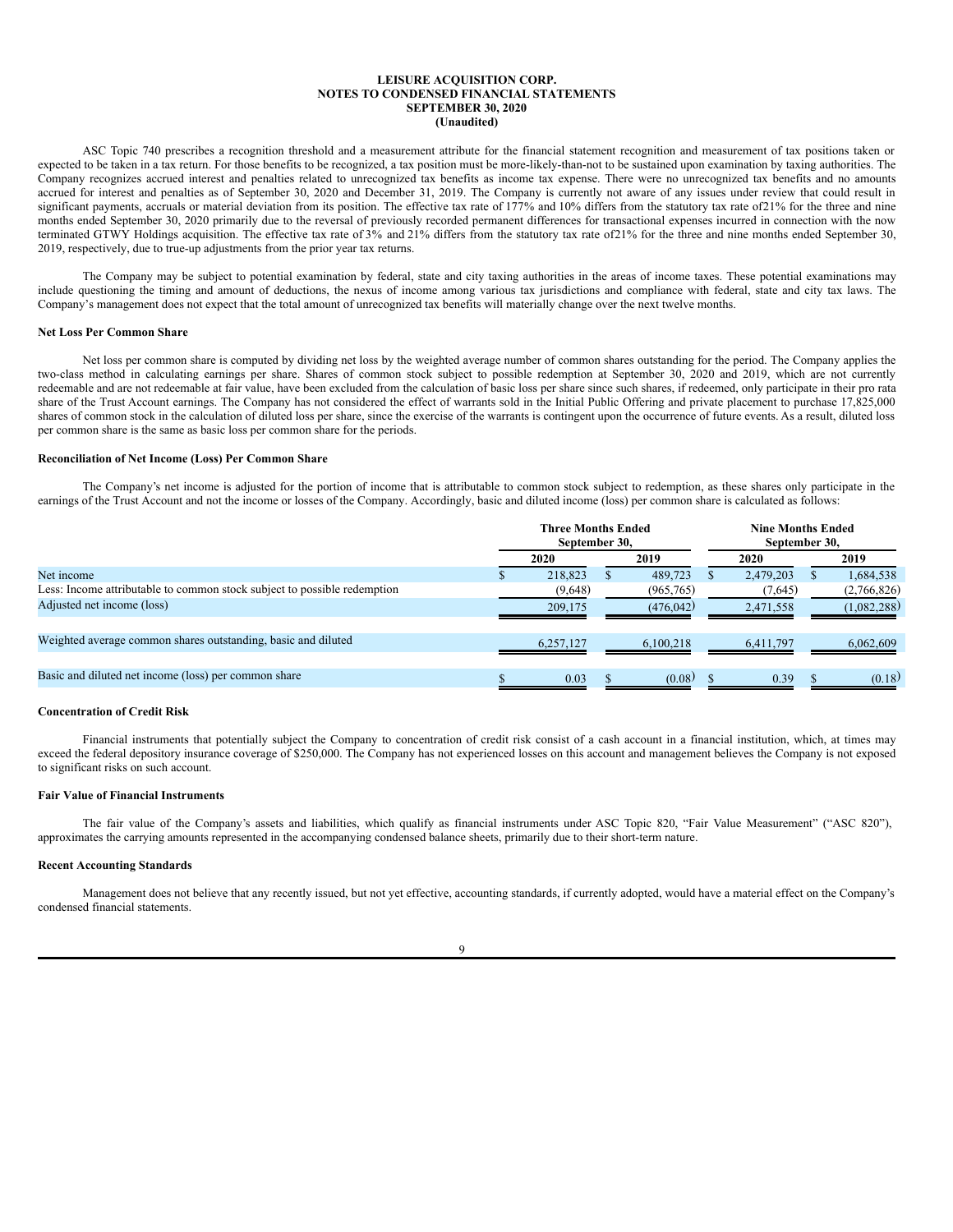**LEISURE ACQUISITION CORP.**
**NOTES TO CONDENSED FINANCIAL STATEMENTS**
**SEPTEMBER 30, 2020**
**(Unaudited)**

ASC Topic 740 prescribes a recognition threshold and a measurement attribute for the financial statement recognition and measurement of tax positions taken or expected to be taken in a tax return. For those benefits to be recognized, a tax position must be more-likely-than-not to be sustained upon examination by taxing authorities. The Company recognizes accrued interest and penalties related to unrecognized tax benefits as income tax expense. There were no unrecognized tax benefits and no amounts accrued for interest and penalties as of September 30, 2020 and December 31, 2019. The Company is currently not aware of any issues under review that could result in significant payments, accruals or material deviation from its position. The effective tax rate of 177% and 10% differs from the statutory tax rate of21% for the three and nine months ended September 30, 2020 primarily due to the reversal of previously recorded permanent differences for transactional expenses incurred in connection with the now terminated GTWY Holdings acquisition. The effective tax rate of 3% and 21% differs from the statutory tax rate of21% for the three and nine months ended September 30, 2019, respectively, due to true-up adjustments from the prior year tax returns.

The Company may be subject to potential examination by federal, state and city taxing authorities in the areas of income taxes. These potential examinations may include questioning the timing and amount of deductions, the nexus of income among various tax jurisdictions and compliance with federal, state and city tax laws. The Company's management does not expect that the total amount of unrecognized tax benefits will materially change over the next twelve months.

**Net Loss Per Common Share**

Net loss per common share is computed by dividing net loss by the weighted average number of common shares outstanding for the period. The Company applies the two-class method in calculating earnings per share. Shares of common stock subject to possible redemption at September 30, 2020 and 2019, which are not currently redeemable and are not redeemable at fair value, have been excluded from the calculation of basic loss per share since such shares, if redeemed, only participate in their pro rata share of the Trust Account earnings. The Company has not considered the effect of warrants sold in the Initial Public Offering and private placement to purchase 17,825,000 shares of common stock in the calculation of diluted loss per share, since the exercise of the warrants is contingent upon the occurrence of future events. As a result, diluted loss per common share is the same as basic loss per common share for the periods.

**Reconciliation of Net Income (Loss) Per Common Share**

The Company's net income is adjusted for the portion of income that is attributable to common stock subject to redemption, as these shares only participate in the earnings of the Trust Account and not the income or losses of the Company. Accordingly, basic and diluted income (loss) per common share is calculated as follows:

| | Three Months Ended September 30, | | Nine Months Ended September 30, | |
|---|---|---|---|---|
| | 2020 | 2019 | 2020 | 2019 |
| Net income | $ 218,823 | $ 489,723 | $ 2,479,203 | $ 1,684,538 |
| Less: Income attributable to common stock subject to possible redemption | (9,648) | (965,765) | (7,645) | (2,766,826) |
| Adjusted net income (loss) | 209,175 | (476,042) | 2,471,558 | (1,082,288) |
| Weighted average common shares outstanding, basic and diluted | 6,257,127 | 6,100,218 | 6,411,797 | 6,062,609 |
| Basic and diluted net income (loss) per common share | $ 0.03 | $ (0.08) | $ 0.39 | $ (0.18) |

**Concentration of Credit Risk**

Financial instruments that potentially subject the Company to concentration of credit risk consist of a cash account in a financial institution, which, at times may exceed the federal depository insurance coverage of $250,000. The Company has not experienced losses on this account and management believes the Company is not exposed to significant risks on such account.

**Fair Value of Financial Instruments**

The fair value of the Company's assets and liabilities, which qualify as financial instruments under ASC Topic 820, "Fair Value Measurement" ("ASC 820"), approximates the carrying amounts represented in the accompanying condensed balance sheets, primarily due to their short-term nature.

**Recent Accounting Standards**

Management does not believe that any recently issued, but not yet effective, accounting standards, if currently adopted, would have a material effect on the Company's condensed financial statements.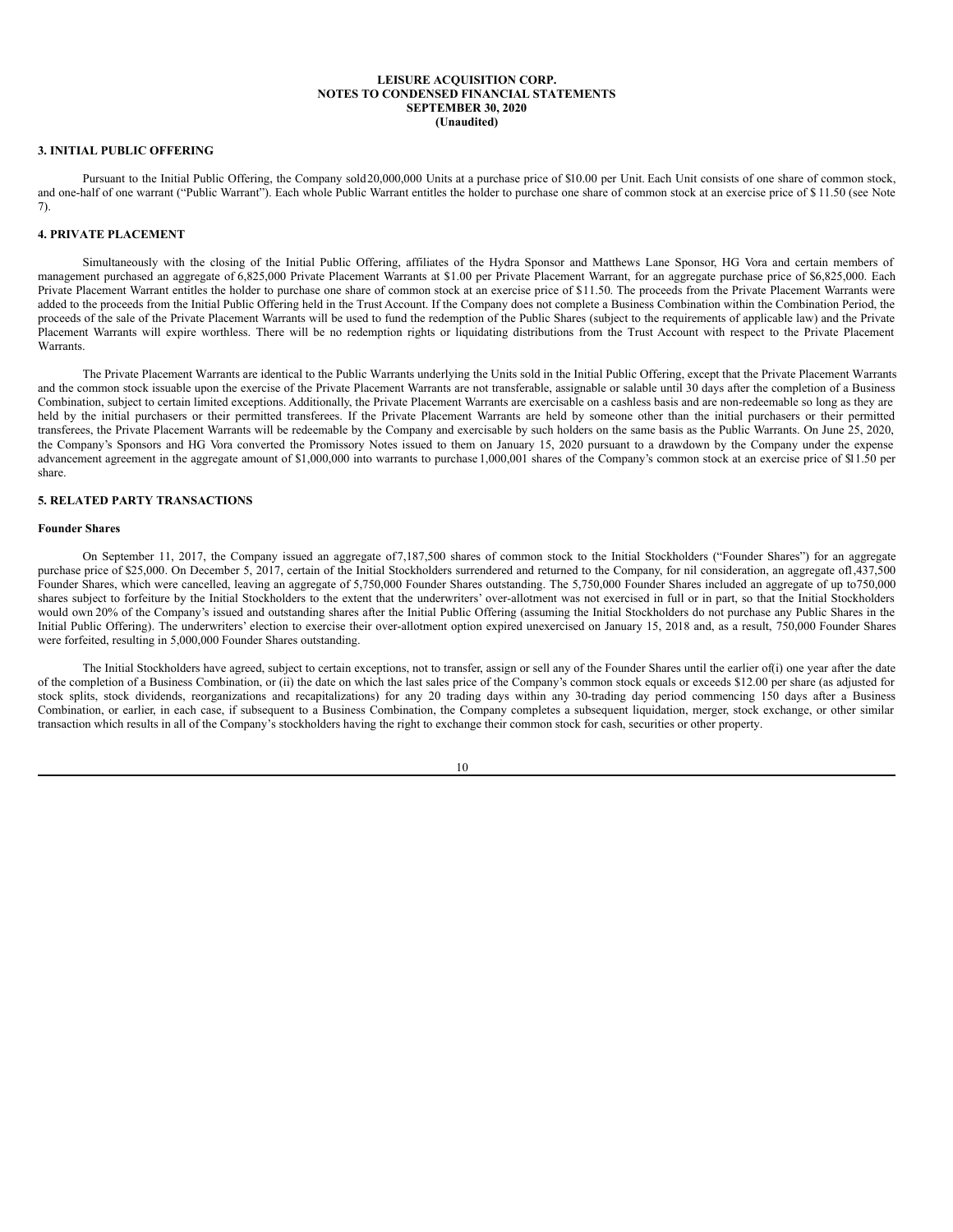**LEISURE ACQUISITION CORP.**
**NOTES TO CONDENSED FINANCIAL STATEMENTS**
**SEPTEMBER 30, 2020**
**(Unaudited)**

## 3. INITIAL PUBLIC OFFERING

Pursuant to the Initial Public Offering, the Company sold 20,000,000 Units at a purchase price of $10.00 per Unit. Each Unit consists of one share of common stock, and one-half of one warrant ("Public Warrant"). Each whole Public Warrant entitles the holder to purchase one share of common stock at an exercise price of $ 11.50 (see Note 7).

## 4. PRIVATE PLACEMENT

Simultaneously with the closing of the Initial Public Offering, affiliates of the Hydra Sponsor and Matthews Lane Sponsor, HG Vora and certain members of management purchased an aggregate of 6,825,000 Private Placement Warrants at $1.00 per Private Placement Warrant, for an aggregate purchase price of $6,825,000. Each Private Placement Warrant entitles the holder to purchase one share of common stock at an exercise price of $11.50. The proceeds from the Private Placement Warrants were added to the proceeds from the Initial Public Offering held in the Trust Account. If the Company does not complete a Business Combination within the Combination Period, the proceeds of the sale of the Private Placement Warrants will be used to fund the redemption of the Public Shares (subject to the requirements of applicable law) and the Private Placement Warrants will expire worthless. There will be no redemption rights or liquidating distributions from the Trust Account with respect to the Private Placement Warrants.

The Private Placement Warrants are identical to the Public Warrants underlying the Units sold in the Initial Public Offering, except that the Private Placement Warrants and the common stock issuable upon the exercise of the Private Placement Warrants are not transferable, assignable or salable until 30 days after the completion of a Business Combination, subject to certain limited exceptions. Additionally, the Private Placement Warrants are exercisable on a cashless basis and are non-redeemable so long as they are held by the initial purchasers or their permitted transferees. If the Private Placement Warrants are held by someone other than the initial purchasers or their permitted transferees, the Private Placement Warrants will be redeemable by the Company and exercisable by such holders on the same basis as the Public Warrants. On June 25, 2020, the Company's Sponsors and HG Vora converted the Promissory Notes issued to them on January 15, 2020 pursuant to a drawdown by the Company under the expense advancement agreement in the aggregate amount of $1,000,000 into warrants to purchase 1,000,001 shares of the Company's common stock at an exercise price of $11.50 per share.

## 5. RELATED PARTY TRANSACTIONS

### Founder Shares

On September 11, 2017, the Company issued an aggregate of 7,187,500 shares of common stock to the Initial Stockholders ("Founder Shares") for an aggregate purchase price of $25,000. On December 5, 2017, certain of the Initial Stockholders surrendered and returned to the Company, for nil consideration, an aggregate of 1,437,500 Founder Shares, which were cancelled, leaving an aggregate of 5,750,000 Founder Shares outstanding. The 5,750,000 Founder Shares included an aggregate of up to 750,000 shares subject to forfeiture by the Initial Stockholders to the extent that the underwriters' over-allotment was not exercised in full or in part, so that the Initial Stockholders would own 20% of the Company's issued and outstanding shares after the Initial Public Offering (assuming the Initial Stockholders do not purchase any Public Shares in the Initial Public Offering). The underwriters' election to exercise their over-allotment option expired unexercised on January 15, 2018 and, as a result, 750,000 Founder Shares were forfeited, resulting in 5,000,000 Founder Shares outstanding.

The Initial Stockholders have agreed, subject to certain exceptions, not to transfer, assign or sell any of the Founder Shares until the earlier of (i) one year after the date of the completion of a Business Combination, or (ii) the date on which the last sales price of the Company's common stock equals or exceeds $12.00 per share (as adjusted for stock splits, stock dividends, reorganizations and recapitalizations) for any 20 trading days within any 30-trading day period commencing 150 days after a Business Combination, or earlier, in each case, if subsequent to a Business Combination, the Company completes a subsequent liquidation, merger, stock exchange, or other similar transaction which results in all of the Company's stockholders having the right to exchange their common stock for cash, securities or other property.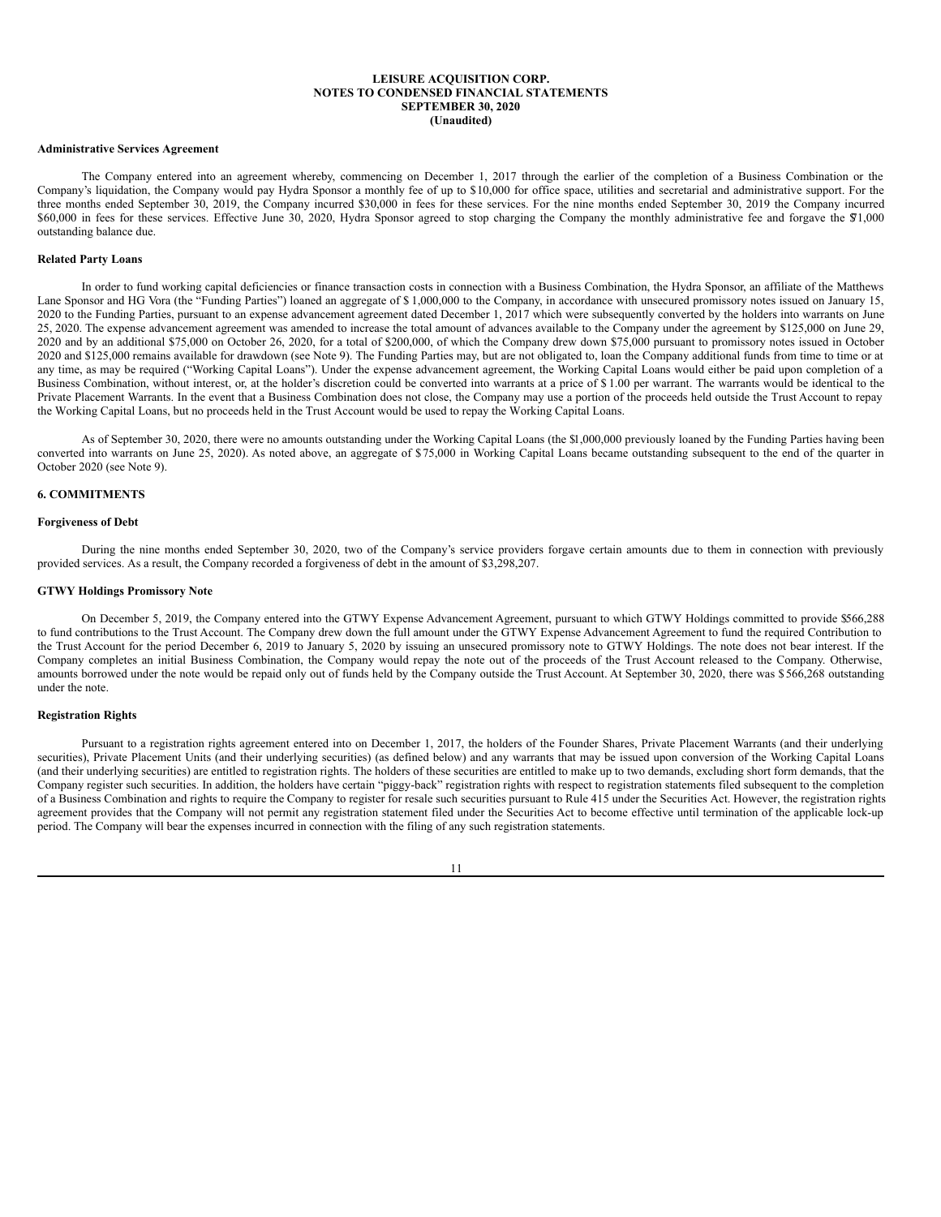**LEISURE ACQUISITION CORP.**
**NOTES TO CONDENSED FINANCIAL STATEMENTS**
**SEPTEMBER 30, 2020**
**(Unaudited)**

**Administrative Services Agreement**

The Company entered into an agreement whereby, commencing on December 1, 2017 through the earlier of the completion of a Business Combination or the Company's liquidation, the Company would pay Hydra Sponsor a monthly fee of up to $10,000 for office space, utilities and secretarial and administrative support. For the three months ended September 30, 2019, the Company incurred $30,000 in fees for these services. For the nine months ended September 30, 2019 the Company incurred $60,000 in fees for these services. Effective June 30, 2020, Hydra Sponsor agreed to stop charging the Company the monthly administrative fee and forgave the $71,000 outstanding balance due.

**Related Party Loans**

In order to fund working capital deficiencies or finance transaction costs in connection with a Business Combination, the Hydra Sponsor, an affiliate of the Matthews Lane Sponsor and HG Vora (the "Funding Parties") loaned an aggregate of $ 1,000,000 to the Company, in accordance with unsecured promissory notes issued on January 15, 2020 to the Funding Parties, pursuant to an expense advancement agreement dated December 1, 2017 which were subsequently converted by the holders into warrants on June 25, 2020. The expense advancement agreement was amended to increase the total amount of advances available to the Company under the agreement by $125,000 on June 29, 2020 and by an additional $75,000 on October 26, 2020, for a total of $200,000, of which the Company drew down $75,000 pursuant to promissory notes issued in October 2020 and $125,000 remains available for drawdown (see Note 9). The Funding Parties may, but are not obligated to, loan the Company additional funds from time to time or at any time, as may be required ("Working Capital Loans"). Under the expense advancement agreement, the Working Capital Loans would either be paid upon completion of a Business Combination, without interest, or, at the holder's discretion could be converted into warrants at a price of $ 1.00 per warrant. The warrants would be identical to the Private Placement Warrants. In the event that a Business Combination does not close, the Company may use a portion of the proceeds held outside the Trust Account to repay the Working Capital Loans, but no proceeds held in the Trust Account would be used to repay the Working Capital Loans.

As of September 30, 2020, there were no amounts outstanding under the Working Capital Loans (the $1,000,000 previously loaned by the Funding Parties having been converted into warrants on June 25, 2020). As noted above, an aggregate of $ 75,000 in Working Capital Loans became outstanding subsequent to the end of the quarter in October 2020 (see Note 9).

**6. COMMITMENTS**

**Forgiveness of Debt**

During the nine months ended September 30, 2020, two of the Company's service providers forgave certain amounts due to them in connection with previously provided services. As a result, the Company recorded a forgiveness of debt in the amount of $3,298,207.

**GTWY Holdings Promissory Note**

On December 5, 2019, the Company entered into the GTWY Expense Advancement Agreement, pursuant to which GTWY Holdings committed to provide $566,288 to fund contributions to the Trust Account. The Company drew down the full amount under the GTWY Expense Advancement Agreement to fund the required Contribution to the Trust Account for the period December 6, 2019 to January 5, 2020 by issuing an unsecured promissory note to GTWY Holdings. The note does not bear interest. If the Company completes an initial Business Combination, the Company would repay the note out of the proceeds of the Trust Account released to the Company. Otherwise, amounts borrowed under the note would be repaid only out of funds held by the Company outside the Trust Account. At September 30, 2020, there was $ 566,268 outstanding under the note.

**Registration Rights**

Pursuant to a registration rights agreement entered into on December 1, 2017, the holders of the Founder Shares, Private Placement Warrants (and their underlying securities), Private Placement Units (and their underlying securities) (as defined below) and any warrants that may be issued upon conversion of the Working Capital Loans (and their underlying securities) are entitled to registration rights. The holders of these securities are entitled to make up to two demands, excluding short form demands, that the Company register such securities. In addition, the holders have certain "piggy-back" registration rights with respect to registration statements filed subsequent to the completion of a Business Combination and rights to require the Company to register for resale such securities pursuant to Rule 415 under the Securities Act. However, the registration rights agreement provides that the Company will not permit any registration statement filed under the Securities Act to become effective until termination of the applicable lock-up period. The Company will bear the expenses incurred in connection with the filing of any such registration statements.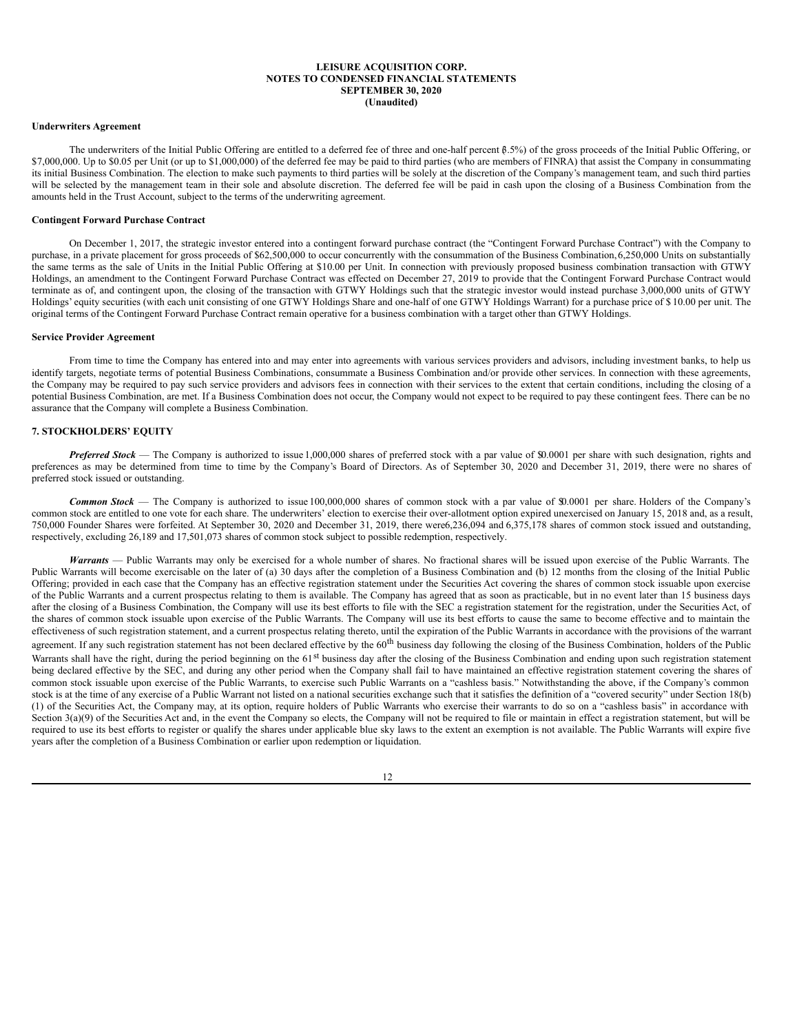**Underwriters Agreement**

The underwriters of the Initial Public Offering are entitled to a deferred fee of three and one-half percent (3.5%) of the gross proceeds of the Initial Public Offering, or $7,000,000. Up to $0.05 per Unit (or up to $1,000,000) of the deferred fee may be paid to third parties (who are members of FINRA) that assist the Company in consummating its initial Business Combination. The election to make such payments to third parties will be solely at the discretion of the Company's management team, and such third parties will be selected by the management team in their sole and absolute discretion. The deferred fee will be paid in cash upon the closing of a Business Combination from the amounts held in the Trust Account, subject to the terms of the underwriting agreement.

**Contingent Forward Purchase Contract**

On December 1, 2017, the strategic investor entered into a contingent forward purchase contract (the "Contingent Forward Purchase Contract") with the Company to purchase, in a private placement for gross proceeds of $62,500,000 to occur concurrently with the consummation of the Business Combination, 6,250,000 Units on substantially the same terms as the sale of Units in the Initial Public Offering at $10.00 per Unit. In connection with previously proposed business combination transaction with GTWY Holdings, an amendment to the Contingent Forward Purchase Contract was effected on December 27, 2019 to provide that the Contingent Forward Purchase Contract would terminate as of, and contingent upon, the closing of the transaction with GTWY Holdings such that the strategic investor would instead purchase 3,000,000 units of GTWY Holdings' equity securities (with each unit consisting of one GTWY Holdings Share and one-half of one GTWY Holdings Warrant) for a purchase price of $ 10.00 per unit. The original terms of the Contingent Forward Purchase Contract remain operative for a business combination with a target other than GTWY Holdings.

**Service Provider Agreement**

From time to time the Company has entered into and may enter into agreements with various services providers and advisors, including investment banks, to help us identify targets, negotiate terms of potential Business Combinations, consummate a Business Combination and/or provide other services. In connection with these agreements, the Company may be required to pay such service providers and advisors fees in connection with their services to the extent that certain conditions, including the closing of a potential Business Combination, are met. If a Business Combination does not occur, the Company would not expect to be required to pay these contingent fees. There can be no assurance that the Company will complete a Business Combination.

## 7. STOCKHOLDERS' EQUITY

***Preferred Stock*** — The Company is authorized to issue 1,000,000 shares of preferred stock with a par value of $0.0001 per share with such designation, rights and preferences as may be determined from time to time by the Company's Board of Directors. As of September 30, 2020 and December 31, 2019, there were no shares of preferred stock issued or outstanding.

***Common Stock*** — The Company is authorized to issue 100,000,000 shares of common stock with a par value of $0.0001 per share. Holders of the Company's common stock are entitled to one vote for each share. The underwriters' election to exercise their over-allotment option expired unexercised on January 15, 2018 and, as a result, 750,000 Founder Shares were forfeited. At September 30, 2020 and December 31, 2019, there were 6,236,094 and 6,375,178 shares of common stock issued and outstanding, respectively, excluding 26,189 and 17,501,073 shares of common stock subject to possible redemption, respectively.

***Warrants*** — Public Warrants may only be exercised for a whole number of shares. No fractional shares will be issued upon exercise of the Public Warrants. The Public Warrants will become exercisable on the later of (a) 30 days after the completion of a Business Combination and (b) 12 months from the closing of the Initial Public Offering; provided in each case that the Company has an effective registration statement under the Securities Act covering the shares of common stock issuable upon exercise of the Public Warrants and a current prospectus relating to them is available. The Company has agreed that as soon as practicable, but in no event later than 15 business days after the closing of a Business Combination, the Company will use its best efforts to file with the SEC a registration statement for the registration, under the Securities Act, of the shares of common stock issuable upon exercise of the Public Warrants. The Company will use its best efforts to cause the same to become effective and to maintain the effectiveness of such registration statement, and a current prospectus relating thereto, until the expiration of the Public Warrants in accordance with the provisions of the warrant agreement. If any such registration statement has not been declared effective by the 60th business day following the closing of the Business Combination, holders of the Public Warrants shall have the right, during the period beginning on the 61st business day after the closing of the Business Combination and ending upon such registration statement being declared effective by the SEC, and during any other period when the Company shall fail to have maintained an effective registration statement covering the shares of common stock issuable upon exercise of the Public Warrants, to exercise such Public Warrants on a "cashless basis." Notwithstanding the above, if the Company's common stock is at the time of any exercise of a Public Warrant not listed on a national securities exchange such that it satisfies the definition of a "covered security" under Section 18(b)(1) of the Securities Act, the Company may, at its option, require holders of Public Warrants who exercise their warrants to do so on a "cashless basis" in accordance with Section 3(a)(9) of the Securities Act and, in the event the Company so elects, the Company will not be required to file or maintain in effect a registration statement, but will be required to use its best efforts to register or qualify the shares under applicable blue sky laws to the extent an exemption is not available. The Public Warrants will expire five years after the completion of a Business Combination or earlier upon redemption or liquidation.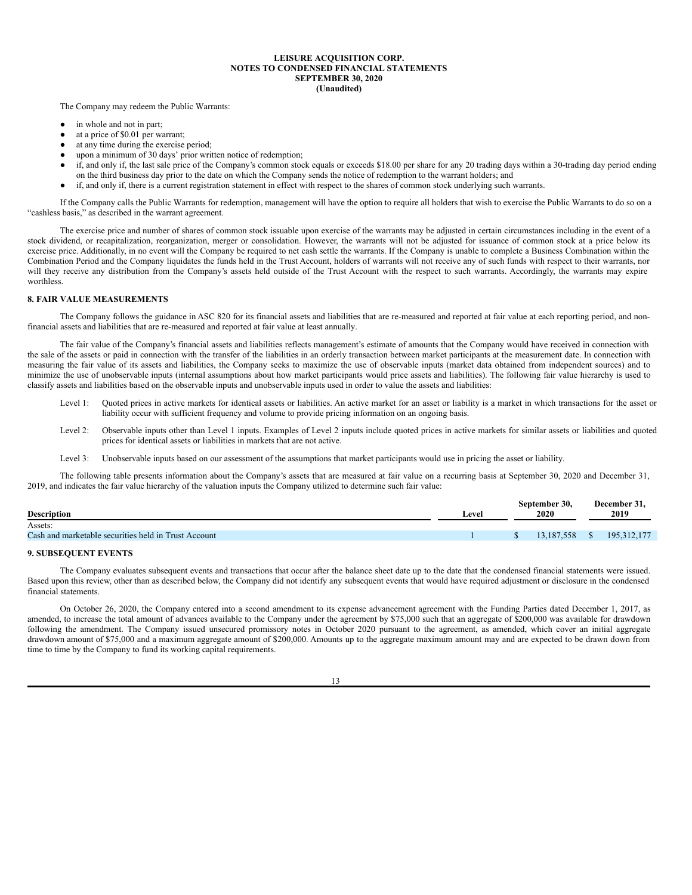The Company may redeem the Public Warrants:

- in whole and not in part;
- at a price of $0.01 per warrant;
- at any time during the exercise period;
- upon a minimum of 30 days' prior written notice of redemption;
- if, and only if, the last sale price of the Company's common stock equals or exceeds $18.00 per share for any 20 trading days within a 30-trading day period ending on the third business day prior to the date on which the Company sends the notice of redemption to the warrant holders; and
- if, and only if, there is a current registration statement in effect with respect to the shares of common stock underlying such warrants.

If the Company calls the Public Warrants for redemption, management will have the option to require all holders that wish to exercise the Public Warrants to do so on a "cashless basis," as described in the warrant agreement.

The exercise price and number of shares of common stock issuable upon exercise of the warrants may be adjusted in certain circumstances including in the event of a stock dividend, or recapitalization, reorganization, merger or consolidation. However, the warrants will not be adjusted for issuance of common stock at a price below its exercise price. Additionally, in no event will the Company be required to net cash settle the warrants. If the Company is unable to complete a Business Combination within the Combination Period and the Company liquidates the funds held in the Trust Account, holders of warrants will not receive any of such funds with respect to their warrants, nor will they receive any distribution from the Company's assets held outside of the Trust Account with the respect to such warrants. Accordingly, the warrants may expire worthless.

## 8. FAIR VALUE MEASUREMENTS

The Company follows the guidance in ASC 820 for its financial assets and liabilities that are re-measured and reported at fair value at each reporting period, and non-financial assets and liabilities that are re-measured and reported at fair value at least annually.

The fair value of the Company's financial assets and liabilities reflects management's estimate of amounts that the Company would have received in connection with the sale of the assets or paid in connection with the transfer of the liabilities in an orderly transaction between market participants at the measurement date. In connection with measuring the fair value of its assets and liabilities, the Company seeks to maximize the use of observable inputs (market data obtained from independent sources) and to minimize the use of unobservable inputs (internal assumptions about how market participants would price assets and liabilities). The following fair value hierarchy is used to classify assets and liabilities based on the observable inputs and unobservable inputs used in order to value the assets and liabilities:

Level 1: Quoted prices in active markets for identical assets or liabilities. An active market for an asset or liability is a market in which transactions for the asset or liability occur with sufficient frequency and volume to provide pricing information on an ongoing basis.

Level 2: Observable inputs other than Level 1 inputs. Examples of Level 2 inputs include quoted prices in active markets for similar assets or liabilities and quoted prices for identical assets or liabilities in markets that are not active.

Level 3: Unobservable inputs based on our assessment of the assumptions that market participants would use in pricing the asset or liability.

The following table presents information about the Company's assets that are measured at fair value on a recurring basis at September 30, 2020 and December 31, 2019, and indicates the fair value hierarchy of the valuation inputs the Company utilized to determine such fair value:

| Description | Level | September 30, 2020 | December 31, 2019 |
|---|---|---|---|
| Assets: | | | |
| Cash and marketable securities held in Trust Account | 1 | $ 13,187,558 | $ 195,312,177 |

## 9. SUBSEQUENT EVENTS

The Company evaluates subsequent events and transactions that occur after the balance sheet date up to the date that the condensed financial statements were issued. Based upon this review, other than as described below, the Company did not identify any subsequent events that would have required adjustment or disclosure in the condensed financial statements.

On October 26, 2020, the Company entered into a second amendment to its expense advancement agreement with the Funding Parties dated December 1, 2017, as amended, to increase the total amount of advances available to the Company under the agreement by $75,000 such that an aggregate of $200,000 was available for drawdown following the amendment. The Company issued unsecured promissory notes in October 2020 pursuant to the agreement, as amended, which cover an initial aggregate drawdown amount of $75,000 and a maximum aggregate amount of $200,000. Amounts up to the aggregate maximum amount may and are expected to be drawn down from time to time by the Company to fund its working capital requirements.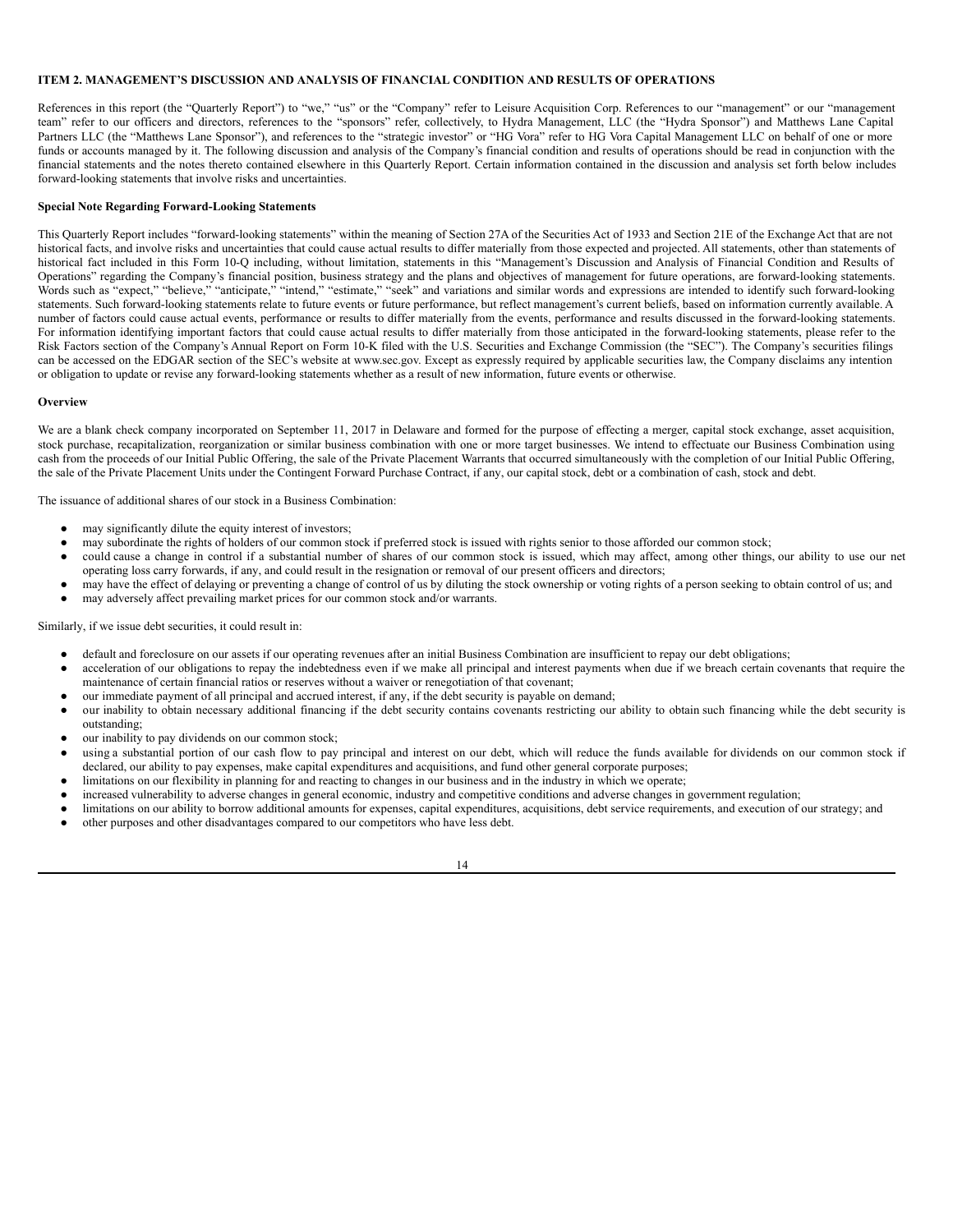## ITEM 2. MANAGEMENT'S DISCUSSION AND ANALYSIS OF FINANCIAL CONDITION AND RESULTS OF OPERATIONS

References in this report (the "Quarterly Report") to "we," "us" or the "Company" refer to Leisure Acquisition Corp. References to our "management" or our "management team" refer to our officers and directors, references to the "sponsors" refer, collectively, to Hydra Management, LLC (the "Hydra Sponsor") and Matthews Lane Capital Partners LLC (the "Matthews Lane Sponsor"), and references to the "strategic investor" or "HG Vora" refer to HG Vora Capital Management LLC on behalf of one or more funds or accounts managed by it. The following discussion and analysis of the Company's financial condition and results of operations should be read in conjunction with the financial statements and the notes thereto contained elsewhere in this Quarterly Report. Certain information contained in the discussion and analysis set forth below includes forward-looking statements that involve risks and uncertainties.

**Special Note Regarding Forward-Looking Statements**

This Quarterly Report includes "forward-looking statements" within the meaning of Section 27A of the Securities Act of 1933 and Section 21E of the Exchange Act that are not historical facts, and involve risks and uncertainties that could cause actual results to differ materially from those expected and projected. All statements, other than statements of historical fact included in this Form 10-Q including, without limitation, statements in this "Management's Discussion and Analysis of Financial Condition and Results of Operations" regarding the Company's financial position, business strategy and the plans and objectives of management for future operations, are forward-looking statements. Words such as "expect," "believe," "anticipate," "intend," "estimate," "seek" and variations and similar words and expressions are intended to identify such forward-looking statements. Such forward-looking statements relate to future events or future performance, but reflect management's current beliefs, based on information currently available. A number of factors could cause actual events, performance or results to differ materially from the events, performance and results discussed in the forward-looking statements. For information identifying important factors that could cause actual results to differ materially from those anticipated in the forward-looking statements, please refer to the Risk Factors section of the Company's Annual Report on Form 10-K filed with the U.S. Securities and Exchange Commission (the "SEC"). The Company's securities filings can be accessed on the EDGAR section of the SEC's website at www.sec.gov. Except as expressly required by applicable securities law, the Company disclaims any intention or obligation to update or revise any forward-looking statements whether as a result of new information, future events or otherwise.

**Overview**

We are a blank check company incorporated on September 11, 2017 in Delaware and formed for the purpose of effecting a merger, capital stock exchange, asset acquisition, stock purchase, recapitalization, reorganization or similar business combination with one or more target businesses. We intend to effectuate our Business Combination using cash from the proceeds of our Initial Public Offering, the sale of the Private Placement Warrants that occurred simultaneously with the completion of our Initial Public Offering, the sale of the Private Placement Units under the Contingent Forward Purchase Contract, if any, our capital stock, debt or a combination of cash, stock and debt.

The issuance of additional shares of our stock in a Business Combination:

- may significantly dilute the equity interest of investors;
- may subordinate the rights of holders of our common stock if preferred stock is issued with rights senior to those afforded our common stock;
- could cause a change in control if a substantial number of shares of our common stock is issued, which may affect, among other things, our ability to use our net operating loss carry forwards, if any, and could result in the resignation or removal of our present officers and directors;
- may have the effect of delaying or preventing a change of control of us by diluting the stock ownership or voting rights of a person seeking to obtain control of us; and
- may adversely affect prevailing market prices for our common stock and/or warrants.

Similarly, if we issue debt securities, it could result in:

- default and foreclosure on our assets if our operating revenues after an initial Business Combination are insufficient to repay our debt obligations;
- acceleration of our obligations to repay the indebtedness even if we make all principal and interest payments when due if we breach certain covenants that require the maintenance of certain financial ratios or reserves without a waiver or renegotiation of that covenant;
- our immediate payment of all principal and accrued interest, if any, if the debt security is payable on demand;
- our inability to obtain necessary additional financing if the debt security contains covenants restricting our ability to obtain such financing while the debt security is outstanding;
- our inability to pay dividends on our common stock;
- using a substantial portion of our cash flow to pay principal and interest on our debt, which will reduce the funds available for dividends on our common stock if declared, our ability to pay expenses, make capital expenditures and acquisitions, and fund other general corporate purposes;
- limitations on our flexibility in planning for and reacting to changes in our business and in the industry in which we operate;
- increased vulnerability to adverse changes in general economic, industry and competitive conditions and adverse changes in government regulation;
- limitations on our ability to borrow additional amounts for expenses, capital expenditures, acquisitions, debt service requirements, and execution of our strategy; and
- other purposes and other disadvantages compared to our competitors who have less debt.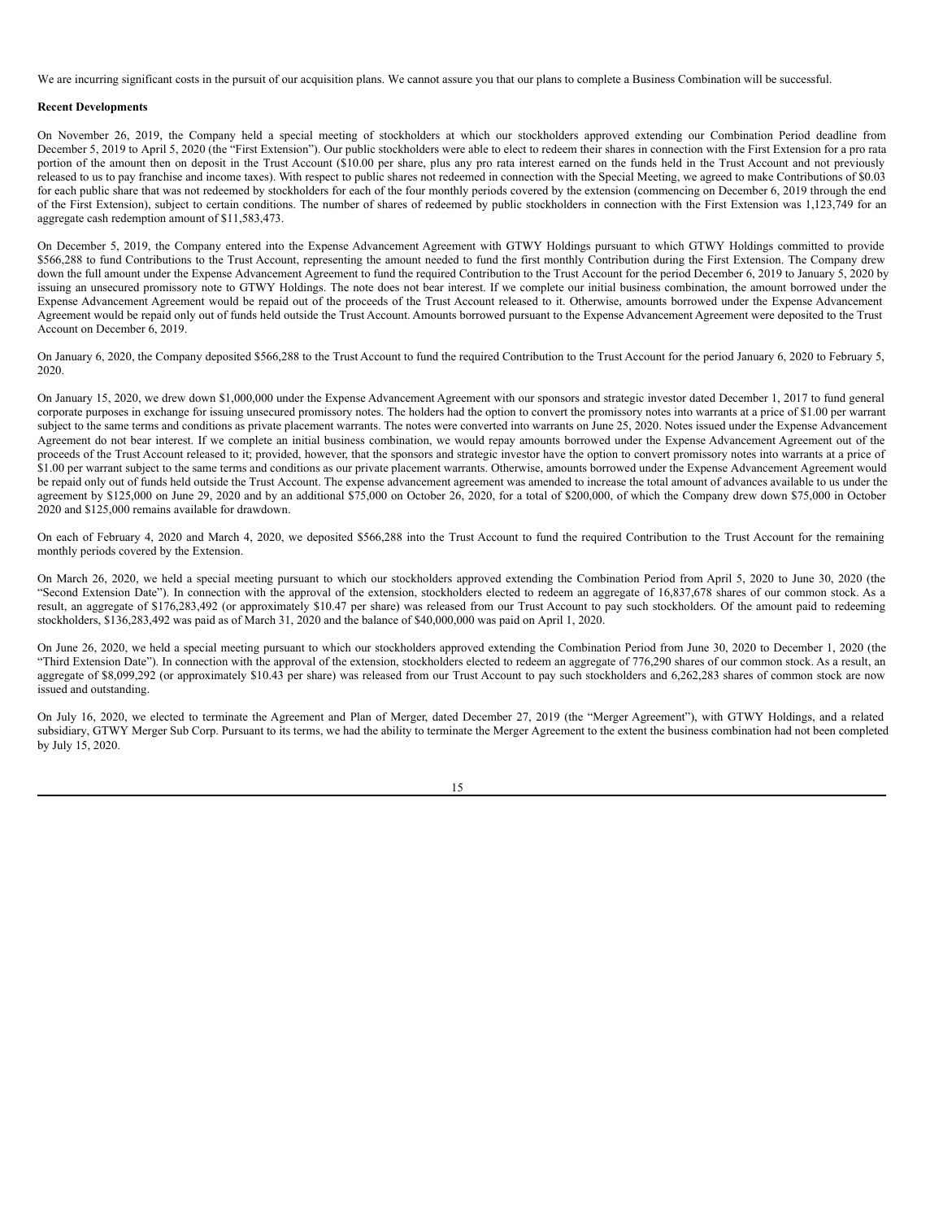We are incurring significant costs in the pursuit of our acquisition plans. We cannot assure you that our plans to complete a Business Combination will be successful.

**Recent Developments**

On November 26, 2019, the Company held a special meeting of stockholders at which our stockholders approved extending our Combination Period deadline from December 5, 2019 to April 5, 2020 (the "First Extension"). Our public stockholders were able to elect to redeem their shares in connection with the First Extension for a pro rata portion of the amount then on deposit in the Trust Account ($10.00 per share, plus any pro rata interest earned on the funds held in the Trust Account and not previously released to us to pay franchise and income taxes). With respect to public shares not redeemed in connection with the Special Meeting, we agreed to make Contributions of $0.03 for each public share that was not redeemed by stockholders for each of the four monthly periods covered by the extension (commencing on December 6, 2019 through the end of the First Extension), subject to certain conditions. The number of shares of redeemed by public stockholders in connection with the First Extension was 1,123,749 for an aggregate cash redemption amount of $11,583,473.

On December 5, 2019, the Company entered into the Expense Advancement Agreement with GTWY Holdings pursuant to which GTWY Holdings committed to provide $566,288 to fund Contributions to the Trust Account, representing the amount needed to fund the first monthly Contribution during the First Extension. The Company drew down the full amount under the Expense Advancement Agreement to fund the required Contribution to the Trust Account for the period December 6, 2019 to January 5, 2020 by issuing an unsecured promissory note to GTWY Holdings. The note does not bear interest. If we complete our initial business combination, the amount borrowed under the Expense Advancement Agreement would be repaid out of the proceeds of the Trust Account released to it. Otherwise, amounts borrowed under the Expense Advancement Agreement would be repaid only out of funds held outside the Trust Account. Amounts borrowed pursuant to the Expense Advancement Agreement were deposited to the Trust Account on December 6, 2019.

On January 6, 2020, the Company deposited $566,288 to the Trust Account to fund the required Contribution to the Trust Account for the period January 6, 2020 to February 5, 2020.

On January 15, 2020, we drew down $1,000,000 under the Expense Advancement Agreement with our sponsors and strategic investor dated December 1, 2017 to fund general corporate purposes in exchange for issuing unsecured promissory notes. The holders had the option to convert the promissory notes into warrants at a price of $1.00 per warrant subject to the same terms and conditions as private placement warrants. The notes were converted into warrants on June 25, 2020. Notes issued under the Expense Advancement Agreement do not bear interest. If we complete an initial business combination, we would repay amounts borrowed under the Expense Advancement Agreement out of the proceeds of the Trust Account released to it; provided, however, that the sponsors and strategic investor have the option to convert promissory notes into warrants at a price of $1.00 per warrant subject to the same terms and conditions as our private placement warrants. Otherwise, amounts borrowed under the Expense Advancement Agreement would be repaid only out of funds held outside the Trust Account. The expense advancement agreement was amended to increase the total amount of advances available to us under the agreement by $125,000 on June 29, 2020 and by an additional $75,000 on October 26, 2020, for a total of $200,000, of which the Company drew down $75,000 in October 2020 and $125,000 remains available for drawdown.

On each of February 4, 2020 and March 4, 2020, we deposited $566,288 into the Trust Account to fund the required Contribution to the Trust Account for the remaining monthly periods covered by the Extension.

On March 26, 2020, we held a special meeting pursuant to which our stockholders approved extending the Combination Period from April 5, 2020 to June 30, 2020 (the "Second Extension Date"). In connection with the approval of the extension, stockholders elected to redeem an aggregate of 16,837,678 shares of our common stock. As a result, an aggregate of $176,283,492 (or approximately $10.47 per share) was released from our Trust Account to pay such stockholders. Of the amount paid to redeeming stockholders, $136,283,492 was paid as of March 31, 2020 and the balance of $40,000,000 was paid on April 1, 2020.

On June 26, 2020, we held a special meeting pursuant to which our stockholders approved extending the Combination Period from June 30, 2020 to December 1, 2020 (the "Third Extension Date"). In connection with the approval of the extension, stockholders elected to redeem an aggregate of 776,290 shares of our common stock. As a result, an aggregate of $8,099,292 (or approximately $10.43 per share) was released from our Trust Account to pay such stockholders and 6,262,283 shares of common stock are now issued and outstanding.

On July 16, 2020, we elected to terminate the Agreement and Plan of Merger, dated December 27, 2019 (the "Merger Agreement"), with GTWY Holdings, and a related subsidiary, GTWY Merger Sub Corp. Pursuant to its terms, we had the ability to terminate the Merger Agreement to the extent the business combination had not been completed by July 15, 2020.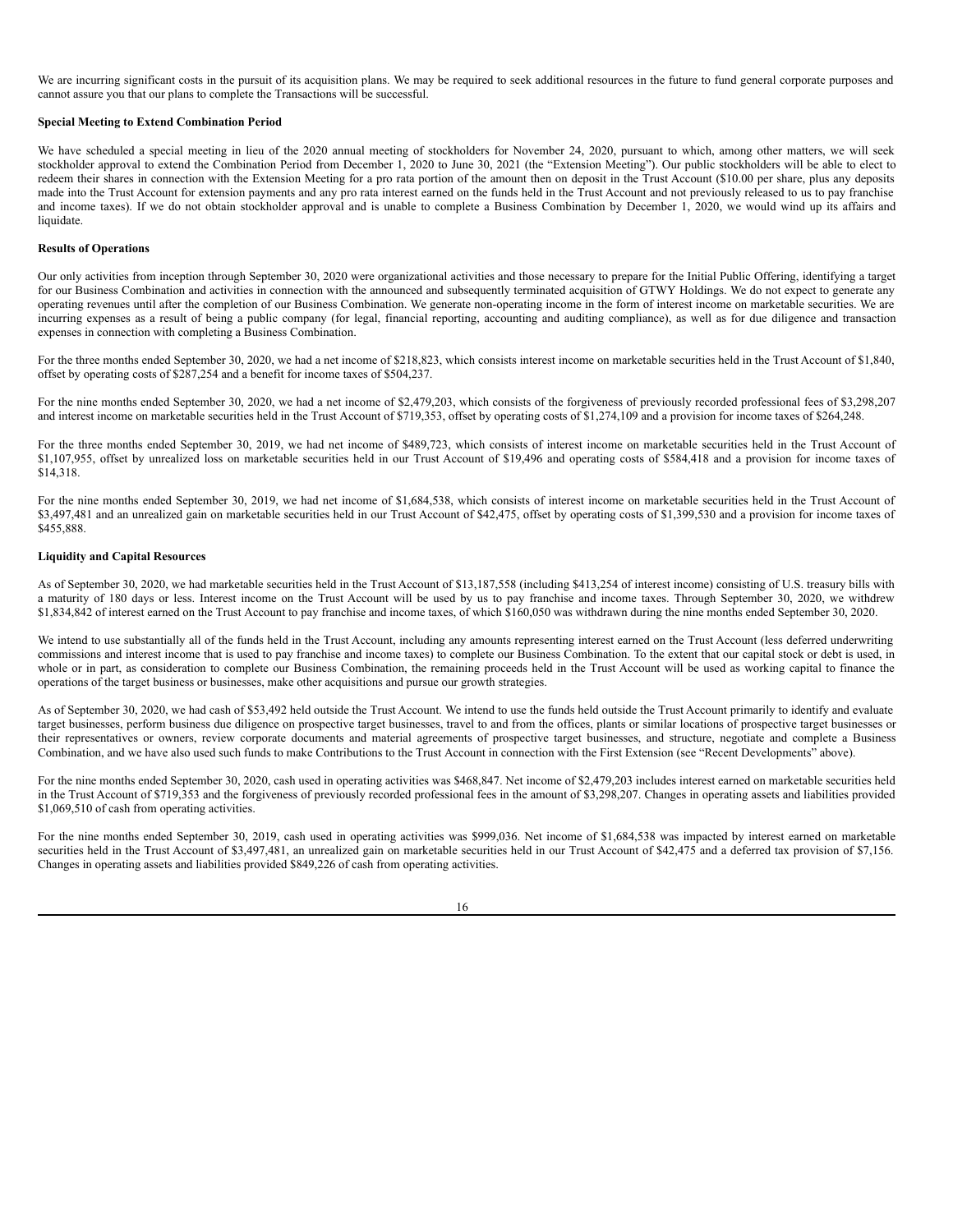We are incurring significant costs in the pursuit of its acquisition plans. We may be required to seek additional resources in the future to fund general corporate purposes and cannot assure you that our plans to complete the Transactions will be successful.

**Special Meeting to Extend Combination Period**

We have scheduled a special meeting in lieu of the 2020 annual meeting of stockholders for November 24, 2020, pursuant to which, among other matters, we will seek stockholder approval to extend the Combination Period from December 1, 2020 to June 30, 2021 (the "Extension Meeting"). Our public stockholders will be able to elect to redeem their shares in connection with the Extension Meeting for a pro rata portion of the amount then on deposit in the Trust Account ($10.00 per share, plus any deposits made into the Trust Account for extension payments and any pro rata interest earned on the funds held in the Trust Account and not previously released to us to pay franchise and income taxes). If we do not obtain stockholder approval and is unable to complete a Business Combination by December 1, 2020, we would wind up its affairs and liquidate.

**Results of Operations**

Our only activities from inception through September 30, 2020 were organizational activities and those necessary to prepare for the Initial Public Offering, identifying a target for our Business Combination and activities in connection with the announced and subsequently terminated acquisition of GTWY Holdings. We do not expect to generate any operating revenues until after the completion of our Business Combination. We generate non-operating income in the form of interest income on marketable securities. We are incurring expenses as a result of being a public company (for legal, financial reporting, accounting and auditing compliance), as well as for due diligence and transaction expenses in connection with completing a Business Combination.

For the three months ended September 30, 2020, we had a net income of $218,823, which consists interest income on marketable securities held in the Trust Account of $1,840, offset by operating costs of $287,254 and a benefit for income taxes of $504,237.

For the nine months ended September 30, 2020, we had a net income of $2,479,203, which consists of the forgiveness of previously recorded professional fees of $3,298,207 and interest income on marketable securities held in the Trust Account of $719,353, offset by operating costs of $1,274,109 and a provision for income taxes of $264,248.

For the three months ended September 30, 2019, we had net income of $489,723, which consists of interest income on marketable securities held in the Trust Account of $1,107,955, offset by unrealized loss on marketable securities held in our Trust Account of $19,496 and operating costs of $584,418 and a provision for income taxes of $14,318.

For the nine months ended September 30, 2019, we had net income of $1,684,538, which consists of interest income on marketable securities held in the Trust Account of $3,497,481 and an unrealized gain on marketable securities held in our Trust Account of $42,475, offset by operating costs of $1,399,530 and a provision for income taxes of $455,888.

**Liquidity and Capital Resources**

As of September 30, 2020, we had marketable securities held in the Trust Account of $13,187,558 (including $413,254 of interest income) consisting of U.S. treasury bills with a maturity of 180 days or less. Interest income on the Trust Account will be used by us to pay franchise and income taxes. Through September 30, 2020, we withdrew $1,834,842 of interest earned on the Trust Account to pay franchise and income taxes, of which $160,050 was withdrawn during the nine months ended September 30, 2020.

We intend to use substantially all of the funds held in the Trust Account, including any amounts representing interest earned on the Trust Account (less deferred underwriting commissions and interest income that is used to pay franchise and income taxes) to complete our Business Combination. To the extent that our capital stock or debt is used, in whole or in part, as consideration to complete our Business Combination, the remaining proceeds held in the Trust Account will be used as working capital to finance the operations of the target business or businesses, make other acquisitions and pursue our growth strategies.

As of September 30, 2020, we had cash of $53,492 held outside the Trust Account. We intend to use the funds held outside the Trust Account primarily to identify and evaluate target businesses, perform business due diligence on prospective target businesses, travel to and from the offices, plants or similar locations of prospective target businesses or their representatives or owners, review corporate documents and material agreements of prospective target businesses, and structure, negotiate and complete a Business Combination, and we have also used such funds to make Contributions to the Trust Account in connection with the First Extension (see "Recent Developments" above).

For the nine months ended September 30, 2020, cash used in operating activities was $468,847. Net income of $2,479,203 includes interest earned on marketable securities held in the Trust Account of $719,353 and the forgiveness of previously recorded professional fees in the amount of $3,298,207. Changes in operating assets and liabilities provided $1,069,510 of cash from operating activities.

For the nine months ended September 30, 2019, cash used in operating activities was $999,036. Net income of $1,684,538 was impacted by interest earned on marketable securities held in the Trust Account of $3,497,481, an unrealized gain on marketable securities held in our Trust Account of $42,475 and a deferred tax provision of $7,156. Changes in operating assets and liabilities provided $849,226 of cash from operating activities.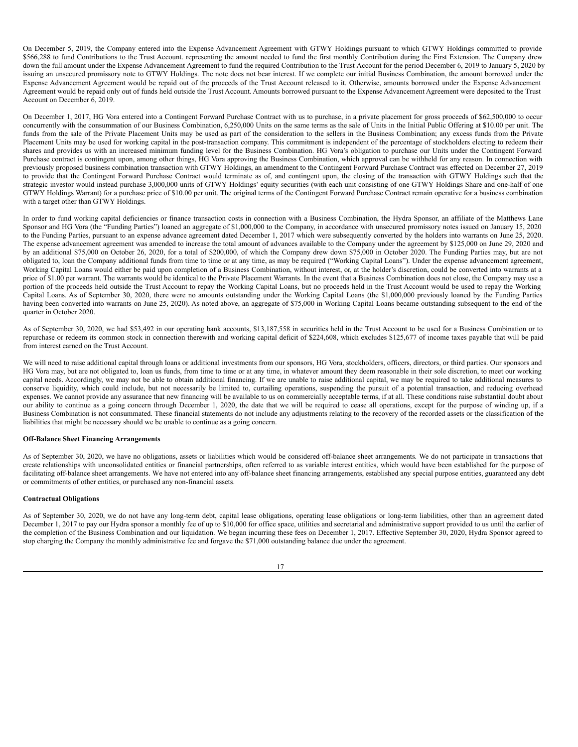On December 5, 2019, the Company entered into the Expense Advancement Agreement with GTWY Holdings pursuant to which GTWY Holdings committed to provide $566,288 to fund Contributions to the Trust Account. representing the amount needed to fund the first monthly Contribution during the First Extension. The Company drew down the full amount under the Expense Advancement Agreement to fund the required Contribution to the Trust Account for the period December 6, 2019 to January 5, 2020 by issuing an unsecured promissory note to GTWY Holdings. The note does not bear interest. If we complete our initial Business Combination, the amount borrowed under the Expense Advancement Agreement would be repaid out of the proceeds of the Trust Account released to it. Otherwise, amounts borrowed under the Expense Advancement Agreement would be repaid only out of funds held outside the Trust Account. Amounts borrowed pursuant to the Expense Advancement Agreement were deposited to the Trust Account on December 6, 2019.

On December 1, 2017, HG Vora entered into a Contingent Forward Purchase Contract with us to purchase, in a private placement for gross proceeds of $62,500,000 to occur concurrently with the consummation of our Business Combination, 6,250,000 Units on the same terms as the sale of Units in the Initial Public Offering at $10.00 per unit. The funds from the sale of the Private Placement Units may be used as part of the consideration to the sellers in the Business Combination; any excess funds from the Private Placement Units may be used for working capital in the post-transaction company. This commitment is independent of the percentage of stockholders electing to redeem their shares and provides us with an increased minimum funding level for the Business Combination. HG Vora's obligation to purchase our Units under the Contingent Forward Purchase contract is contingent upon, among other things, HG Vora approving the Business Combination, which approval can be withheld for any reason. In connection with previously proposed business combination transaction with GTWY Holdings, an amendment to the Contingent Forward Purchase Contract was effected on December 27, 2019 to provide that the Contingent Forward Purchase Contract would terminate as of, and contingent upon, the closing of the transaction with GTWY Holdings such that the strategic investor would instead purchase 3,000,000 units of GTWY Holdings' equity securities (with each unit consisting of one GTWY Holdings Share and one-half of one GTWY Holdings Warrant) for a purchase price of $10.00 per unit. The original terms of the Contingent Forward Purchase Contract remain operative for a business combination with a target other than GTWY Holdings.

In order to fund working capital deficiencies or finance transaction costs in connection with a Business Combination, the Hydra Sponsor, an affiliate of the Matthews Lane Sponsor and HG Vora (the "Funding Parties") loaned an aggregate of $1,000,000 to the Company, in accordance with unsecured promissory notes issued on January 15, 2020 to the Funding Parties, pursuant to an expense advance agreement dated December 1, 2017 which were subsequently converted by the holders into warrants on June 25, 2020. The expense advancement agreement was amended to increase the total amount of advances available to the Company under the agreement by $125,000 on June 29, 2020 and by an additional $75,000 on October 26, 2020, for a total of $200,000, of which the Company drew down $75,000 in October 2020. The Funding Parties may, but are not obligated to, loan the Company additional funds from time to time or at any time, as may be required ("Working Capital Loans"). Under the expense advancement agreement, Working Capital Loans would either be paid upon completion of a Business Combination, without interest, or, at the holder's discretion, could be converted into warrants at a price of $1.00 per warrant. The warrants would be identical to the Private Placement Warrants. In the event that a Business Combination does not close, the Company may use a portion of the proceeds held outside the Trust Account to repay the Working Capital Loans, but no proceeds held in the Trust Account would be used to repay the Working Capital Loans. As of September 30, 2020, there were no amounts outstanding under the Working Capital Loans (the $1,000,000 previously loaned by the Funding Parties having been converted into warrants on June 25, 2020). As noted above, an aggregate of $75,000 in Working Capital Loans became outstanding subsequent to the end of the quarter in October 2020.

As of September 30, 2020, we had $53,492 in our operating bank accounts, $13,187,558 in securities held in the Trust Account to be used for a Business Combination or to repurchase or redeem its common stock in connection therewith and working capital deficit of $224,608, which excludes $125,677 of income taxes payable that will be paid from interest earned on the Trust Account.

We will need to raise additional capital through loans or additional investments from our sponsors, HG Vora, stockholders, officers, directors, or third parties. Our sponsors and HG Vora may, but are not obligated to, loan us funds, from time to time or at any time, in whatever amount they deem reasonable in their sole discretion, to meet our working capital needs. Accordingly, we may not be able to obtain additional financing. If we are unable to raise additional capital, we may be required to take additional measures to conserve liquidity, which could include, but not necessarily be limited to, curtailing operations, suspending the pursuit of a potential transaction, and reducing overhead expenses. We cannot provide any assurance that new financing will be available to us on commercially acceptable terms, if at all. These conditions raise substantial doubt about our ability to continue as a going concern through December 1, 2020, the date that we will be required to cease all operations, except for the purpose of winding up, if a Business Combination is not consummated. These financial statements do not include any adjustments relating to the recovery of the recorded assets or the classification of the liabilities that might be necessary should we be unable to continue as a going concern.

**Off-Balance Sheet Financing Arrangements**

As of September 30, 2020, we have no obligations, assets or liabilities which would be considered off-balance sheet arrangements. We do not participate in transactions that create relationships with unconsolidated entities or financial partnerships, often referred to as variable interest entities, which would have been established for the purpose of facilitating off-balance sheet arrangements. We have not entered into any off-balance sheet financing arrangements, established any special purpose entities, guaranteed any debt or commitments of other entities, or purchased any non-financial assets.

**Contractual Obligations**

As of September 30, 2020, we do not have any long-term debt, capital lease obligations, operating lease obligations or long-term liabilities, other than an agreement dated December 1, 2017 to pay our Hydra sponsor a monthly fee of up to $10,000 for office space, utilities and secretarial and administrative support provided to us until the earlier of the completion of the Business Combination and our liquidation. We began incurring these fees on December 1, 2017. Effective September 30, 2020, Hydra Sponsor agreed to stop charging the Company the monthly administrative fee and forgave the $71,000 outstanding balance due under the agreement.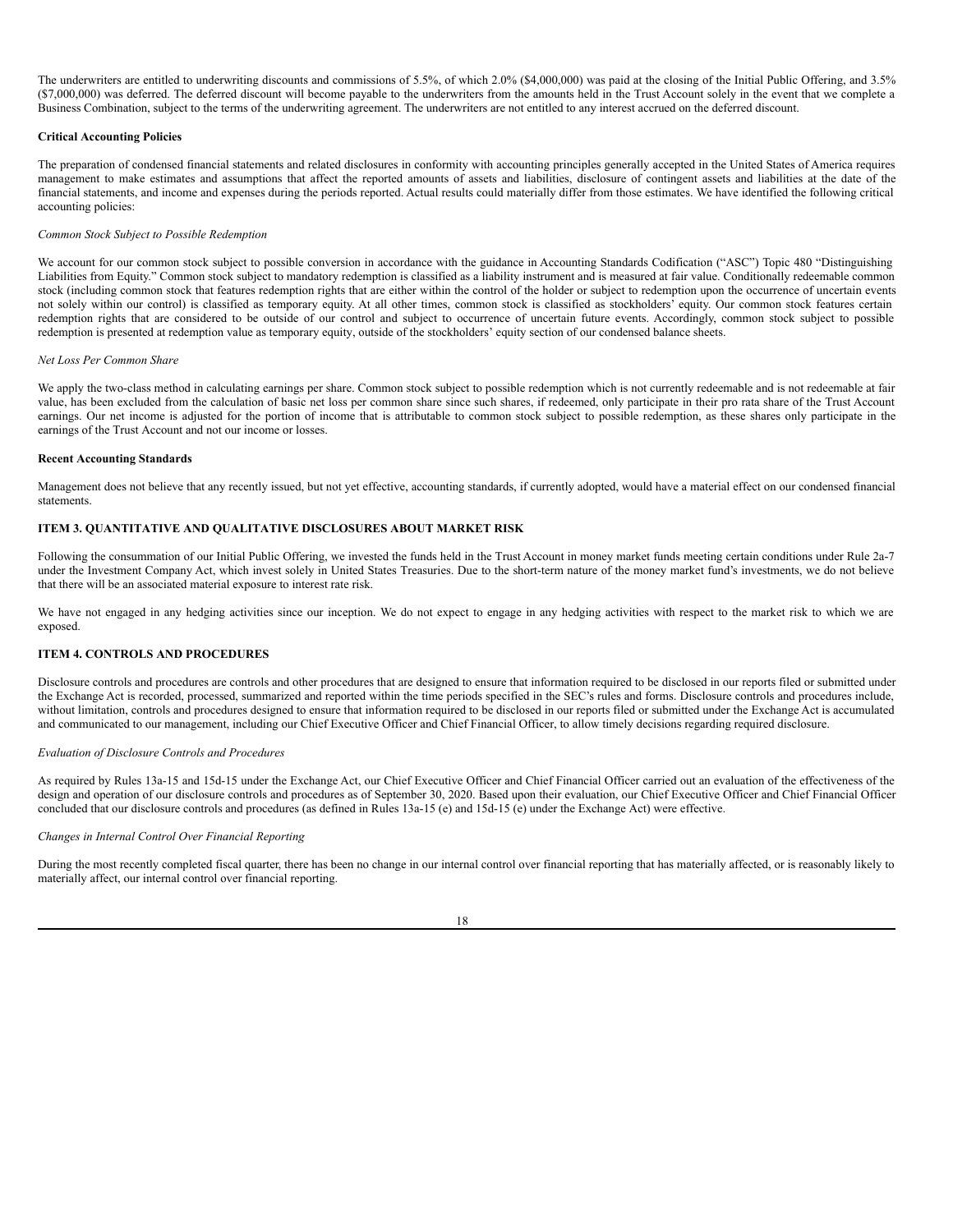The underwriters are entitled to underwriting discounts and commissions of 5.5%, of which 2.0% ($4,000,000) was paid at the closing of the Initial Public Offering, and 3.5% ($7,000,000) was deferred. The deferred discount will become payable to the underwriters from the amounts held in the Trust Account solely in the event that we complete a Business Combination, subject to the terms of the underwriting agreement. The underwriters are not entitled to any interest accrued on the deferred discount.

**Critical Accounting Policies**

The preparation of condensed financial statements and related disclosures in conformity with accounting principles generally accepted in the United States of America requires management to make estimates and assumptions that affect the reported amounts of assets and liabilities, disclosure of contingent assets and liabilities at the date of the financial statements, and income and expenses during the periods reported. Actual results could materially differ from those estimates. We have identified the following critical accounting policies:

*Common Stock Subject to Possible Redemption*

We account for our common stock subject to possible conversion in accordance with the guidance in Accounting Standards Codification ("ASC") Topic 480 "Distinguishing Liabilities from Equity." Common stock subject to mandatory redemption is classified as a liability instrument and is measured at fair value. Conditionally redeemable common stock (including common stock that features redemption rights that are either within the control of the holder or subject to redemption upon the occurrence of uncertain events not solely within our control) is classified as temporary equity. At all other times, common stock is classified as stockholders' equity. Our common stock features certain redemption rights that are considered to be outside of our control and subject to occurrence of uncertain future events. Accordingly, common stock subject to possible redemption is presented at redemption value as temporary equity, outside of the stockholders' equity section of our condensed balance sheets.

*Net Loss Per Common Share*

We apply the two-class method in calculating earnings per share. Common stock subject to possible redemption which is not currently redeemable and is not redeemable at fair value, has been excluded from the calculation of basic net loss per common share since such shares, if redeemed, only participate in their pro rata share of the Trust Account earnings. Our net income is adjusted for the portion of income that is attributable to common stock subject to possible redemption, as these shares only participate in the earnings of the Trust Account and not our income or losses.

**Recent Accounting Standards**

Management does not believe that any recently issued, but not yet effective, accounting standards, if currently adopted, would have a material effect on our condensed financial statements.

## ITEM 3. QUANTITATIVE AND QUALITATIVE DISCLOSURES ABOUT MARKET RISK

Following the consummation of our Initial Public Offering, we invested the funds held in the Trust Account in money market funds meeting certain conditions under Rule 2a-7 under the Investment Company Act, which invest solely in United States Treasuries. Due to the short-term nature of the money market fund's investments, we do not believe that there will be an associated material exposure to interest rate risk.

We have not engaged in any hedging activities since our inception. We do not expect to engage in any hedging activities with respect to the market risk to which we are exposed.

## ITEM 4. CONTROLS AND PROCEDURES

Disclosure controls and procedures are controls and other procedures that are designed to ensure that information required to be disclosed in our reports filed or submitted under the Exchange Act is recorded, processed, summarized and reported within the time periods specified in the SEC's rules and forms. Disclosure controls and procedures include, without limitation, controls and procedures designed to ensure that information required to be disclosed in our reports filed or submitted under the Exchange Act is accumulated and communicated to our management, including our Chief Executive Officer and Chief Financial Officer, to allow timely decisions regarding required disclosure.

*Evaluation of Disclosure Controls and Procedures*

As required by Rules 13a-15 and 15d-15 under the Exchange Act, our Chief Executive Officer and Chief Financial Officer carried out an evaluation of the effectiveness of the design and operation of our disclosure controls and procedures as of September 30, 2020. Based upon their evaluation, our Chief Executive Officer and Chief Financial Officer concluded that our disclosure controls and procedures (as defined in Rules 13a-15 (e) and 15d-15 (e) under the Exchange Act) were effective.

*Changes in Internal Control Over Financial Reporting*

During the most recently completed fiscal quarter, there has been no change in our internal control over financial reporting that has materially affected, or is reasonably likely to materially affect, our internal control over financial reporting.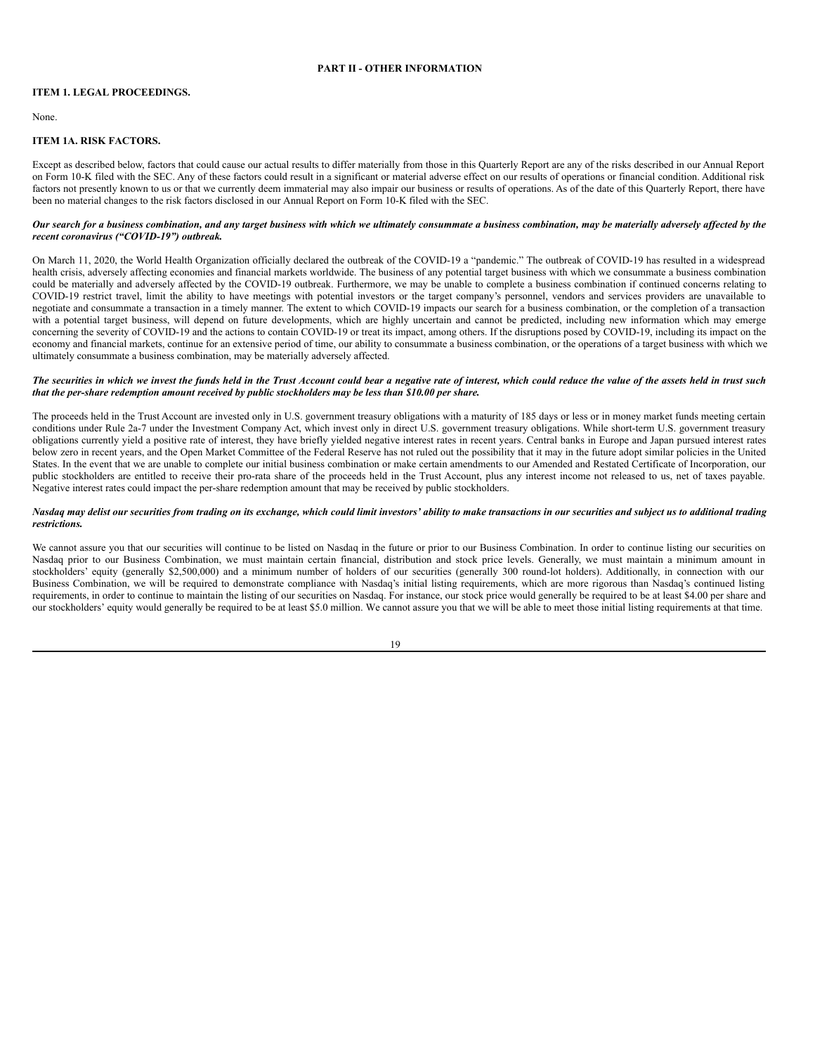## PART II - OTHER INFORMATION

### ITEM 1. LEGAL PROCEEDINGS.

None.

### ITEM 1A. RISK FACTORS.

Except as described below, factors that could cause our actual results to differ materially from those in this Quarterly Report are any of the risks described in our Annual Report on Form 10-K filed with the SEC. Any of these factors could result in a significant or material adverse effect on our results of operations or financial condition. Additional risk factors not presently known to us or that we currently deem immaterial may also impair our business or results of operations. As of the date of this Quarterly Report, there have been no material changes to the risk factors disclosed in our Annual Report on Form 10-K filed with the SEC.

***Our search for a business combination, and any target business with which we ultimately consummate a business combination, may be materially adversely affected by the recent coronavirus ("COVID-19") outbreak.***

On March 11, 2020, the World Health Organization officially declared the outbreak of the COVID-19 a "pandemic." The outbreak of COVID-19 has resulted in a widespread health crisis, adversely affecting economies and financial markets worldwide. The business of any potential target business with which we consummate a business combination could be materially and adversely affected by the COVID-19 outbreak. Furthermore, we may be unable to complete a business combination if continued concerns relating to COVID-19 restrict travel, limit the ability to have meetings with potential investors or the target company's personnel, vendors and services providers are unavailable to negotiate and consummate a transaction in a timely manner. The extent to which COVID-19 impacts our search for a business combination, or the completion of a transaction with a potential target business, will depend on future developments, which are highly uncertain and cannot be predicted, including new information which may emerge concerning the severity of COVID-19 and the actions to contain COVID-19 or treat its impact, among others. If the disruptions posed by COVID-19, including its impact on the economy and financial markets, continue for an extensive period of time, our ability to consummate a business combination, or the operations of a target business with which we ultimately consummate a business combination, may be materially adversely affected.

***The securities in which we invest the funds held in the Trust Account could bear a negative rate of interest, which could reduce the value of the assets held in trust such that the per-share redemption amount received by public stockholders may be less than $10.00 per share.***

The proceeds held in the Trust Account are invested only in U.S. government treasury obligations with a maturity of 185 days or less or in money market funds meeting certain conditions under Rule 2a-7 under the Investment Company Act, which invest only in direct U.S. government treasury obligations. While short-term U.S. government treasury obligations currently yield a positive rate of interest, they have briefly yielded negative interest rates in recent years. Central banks in Europe and Japan pursued interest rates below zero in recent years, and the Open Market Committee of the Federal Reserve has not ruled out the possibility that it may in the future adopt similar policies in the United States. In the event that we are unable to complete our initial business combination or make certain amendments to our Amended and Restated Certificate of Incorporation, our public stockholders are entitled to receive their pro-rata share of the proceeds held in the Trust Account, plus any interest income not released to us, net of taxes payable. Negative interest rates could impact the per-share redemption amount that may be received by public stockholders.

***Nasdaq may delist our securities from trading on its exchange, which could limit investors' ability to make transactions in our securities and subject us to additional trading restrictions.***

We cannot assure you that our securities will continue to be listed on Nasdaq in the future or prior to our Business Combination. In order to continue listing our securities on Nasdaq prior to our Business Combination, we must maintain certain financial, distribution and stock price levels. Generally, we must maintain a minimum amount in stockholders' equity (generally $2,500,000) and a minimum number of holders of our securities (generally 300 round-lot holders). Additionally, in connection with our Business Combination, we will be required to demonstrate compliance with Nasdaq's initial listing requirements, which are more rigorous than Nasdaq's continued listing requirements, in order to continue to maintain the listing of our securities on Nasdaq. For instance, our stock price would generally be required to be at least $4.00 per share and our stockholders' equity would generally be required to be at least $5.0 million. We cannot assure you that we will be able to meet those initial listing requirements at that time.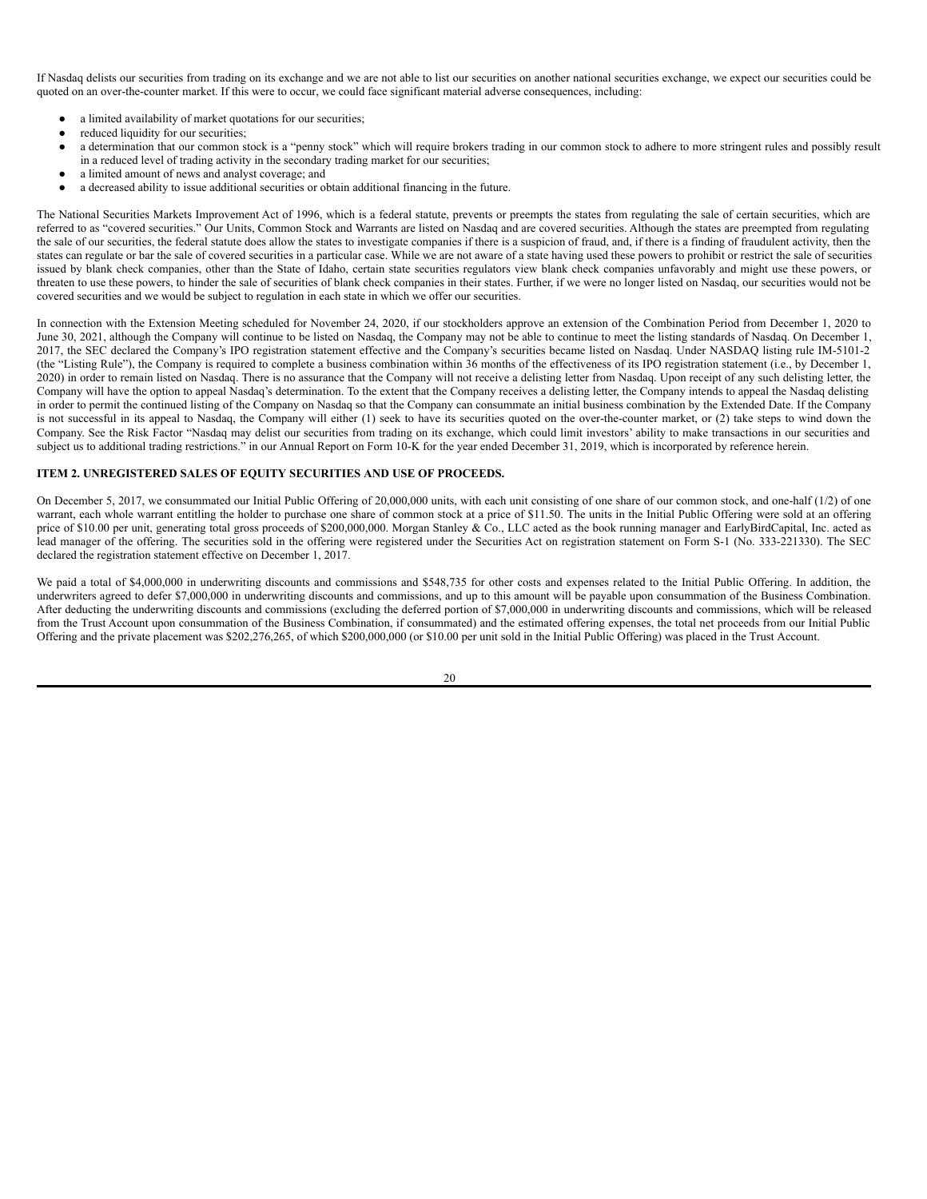If Nasdaq delists our securities from trading on its exchange and we are not able to list our securities on another national securities exchange, we expect our securities could be quoted on an over-the-counter market. If this were to occur, we could face significant material adverse consequences, including:

- a limited availability of market quotations for our securities;
- reduced liquidity for our securities;
- a determination that our common stock is a "penny stock" which will require brokers trading in our common stock to adhere to more stringent rules and possibly result in a reduced level of trading activity in the secondary trading market for our securities;
- a limited amount of news and analyst coverage; and
- a decreased ability to issue additional securities or obtain additional financing in the future.

The National Securities Markets Improvement Act of 1996, which is a federal statute, prevents or preempts the states from regulating the sale of certain securities, which are referred to as "covered securities." Our Units, Common Stock and Warrants are listed on Nasdaq and are covered securities. Although the states are preempted from regulating the sale of our securities, the federal statute does allow the states to investigate companies if there is a suspicion of fraud, and, if there is a finding of fraudulent activity, then the states can regulate or bar the sale of covered securities in a particular case. While we are not aware of a state having used these powers to prohibit or restrict the sale of securities issued by blank check companies, other than the State of Idaho, certain state securities regulators view blank check companies unfavorably and might use these powers, or threaten to use these powers, to hinder the sale of securities of blank check companies in their states. Further, if we were no longer listed on Nasdaq, our securities would not be covered securities and we would be subject to regulation in each state in which we offer our securities.

In connection with the Extension Meeting scheduled for November 24, 2020, if our stockholders approve an extension of the Combination Period from December 1, 2020 to June 30, 2021, although the Company will continue to be listed on Nasdaq, the Company may not be able to continue to meet the listing standards of Nasdaq. On December 1, 2017, the SEC declared the Company's IPO registration statement effective and the Company's securities became listed on Nasdaq. Under NASDAQ listing rule IM-5101-2 (the "Listing Rule"), the Company is required to complete a business combination within 36 months of the effectiveness of its IPO registration statement (i.e., by December 1, 2020) in order to remain listed on Nasdaq. There is no assurance that the Company will not receive a delisting letter from Nasdaq. Upon receipt of any such delisting letter, the Company will have the option to appeal Nasdaq's determination. To the extent that the Company receives a delisting letter, the Company intends to appeal the Nasdaq delisting in order to permit the continued listing of the Company on Nasdaq so that the Company can consummate an initial business combination by the Extended Date. If the Company is not successful in its appeal to Nasdaq, the Company will either (1) seek to have its securities quoted on the over-the-counter market, or (2) take steps to wind down the Company. See the Risk Factor "Nasdaq may delist our securities from trading on its exchange, which could limit investors' ability to make transactions in our securities and subject us to additional trading restrictions." in our Annual Report on Form 10-K for the year ended December 31, 2019, which is incorporated by reference herein.

## ITEM 2. UNREGISTERED SALES OF EQUITY SECURITIES AND USE OF PROCEEDS.

On December 5, 2017, we consummated our Initial Public Offering of 20,000,000 units, with each unit consisting of one share of our common stock, and one-half (1/2) of one warrant, each whole warrant entitling the holder to purchase one share of common stock at a price of $11.50. The units in the Initial Public Offering were sold at an offering price of $10.00 per unit, generating total gross proceeds of $200,000,000. Morgan Stanley & Co., LLC acted as the book running manager and EarlyBirdCapital, Inc. acted as lead manager of the offering. The securities sold in the offering were registered under the Securities Act on registration statement on Form S-1 (No. 333-221330). The SEC declared the registration statement effective on December 1, 2017.

We paid a total of $4,000,000 in underwriting discounts and commissions and $548,735 for other costs and expenses related to the Initial Public Offering. In addition, the underwriters agreed to defer $7,000,000 in underwriting discounts and commissions, and up to this amount will be payable upon consummation of the Business Combination. After deducting the underwriting discounts and commissions (excluding the deferred portion of $7,000,000 in underwriting discounts and commissions, which will be released from the Trust Account upon consummation of the Business Combination, if consummated) and the estimated offering expenses, the total net proceeds from our Initial Public Offering and the private placement was $202,276,265, of which $200,000,000 (or $10.00 per unit sold in the Initial Public Offering) was placed in the Trust Account.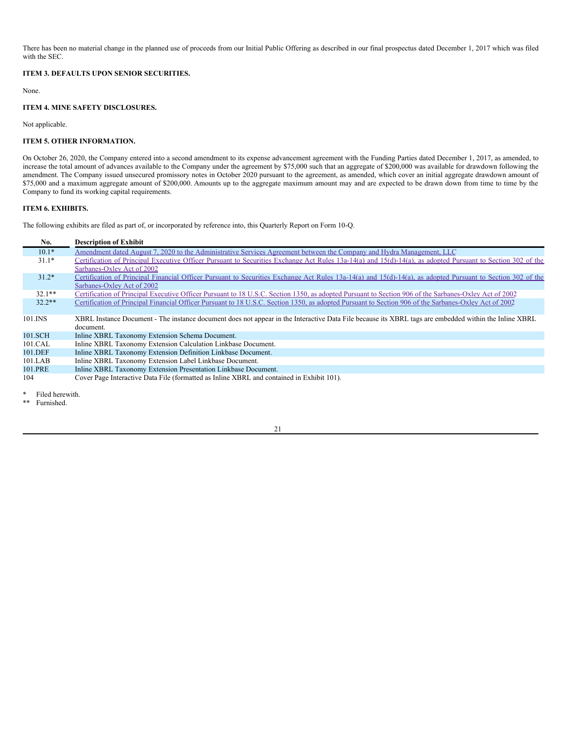There has been no material change in the planned use of proceeds from our Initial Public Offering as described in our final prospectus dated December 1, 2017 which was filed with the SEC.

### ITEM 3. DEFAULTS UPON SENIOR SECURITIES.

None.

### ITEM 4. MINE SAFETY DISCLOSURES.

Not applicable.

### ITEM 5. OTHER INFORMATION.

On October 26, 2020, the Company entered into a second amendment to its expense advancement agreement with the Funding Parties dated December 1, 2017, as amended, to increase the total amount of advances available to the Company under the agreement by $75,000 such that an aggregate of $200,000 was available for drawdown following the amendment. The Company issued unsecured promissory notes in October 2020 pursuant to the agreement, as amended, which cover an initial aggregate drawdown amount of $75,000 and a maximum aggregate amount of $200,000. Amounts up to the aggregate maximum amount may and are expected to be drawn down from time to time by the Company to fund its working capital requirements.

### ITEM 6. EXHIBITS.

The following exhibits are filed as part of, or incorporated by reference into, this Quarterly Report on Form 10-Q.

| No. | Description of Exhibit |
|---|---|
| 10.1* | Amendment dated August 7, 2020 to the Administrative Services Agreement between the Company and Hydra Management, LLC |
| 31.1* | Certification of Principal Executive Officer Pursuant to Securities Exchange Act Rules 13a-14(a) and 15(d)-14(a), as adopted Pursuant to Section 302 of the Sarbanes-Oxley Act of 2002 |
| 31.2* | Certification of Principal Financial Officer Pursuant to Securities Exchange Act Rules 13a-14(a) and 15(d)-14(a), as adopted Pursuant to Section 302 of the Sarbanes-Oxley Act of 2002 |
| 32.1** | Certification of Principal Executive Officer Pursuant to 18 U.S.C. Section 1350, as adopted Pursuant to Section 906 of the Sarbanes-Oxley Act of 2002 |
| 32.2** | Certification of Principal Financial Officer Pursuant to 18 U.S.C. Section 1350, as adopted Pursuant to Section 906 of the Sarbanes-Oxley Act of 2002 |
| 101.INS | XBRL Instance Document - The instance document does not appear in the Interactive Data File because its XBRL tags are embedded within the Inline XBRL document. |
| 101.SCH | Inline XBRL Taxonomy Extension Schema Document. |
| 101.CAL | Inline XBRL Taxonomy Extension Calculation Linkbase Document. |
| 101.DEF | Inline XBRL Taxonomy Extension Definition Linkbase Document. |
| 101.LAB | Inline XBRL Taxonomy Extension Label Linkbase Document. |
| 101.PRE | Inline XBRL Taxonomy Extension Presentation Linkbase Document. |
| 104 | Cover Page Interactive Data File (formatted as Inline XBRL and contained in Exhibit 101). |

\* Filed herewith.

\*\* Furnished.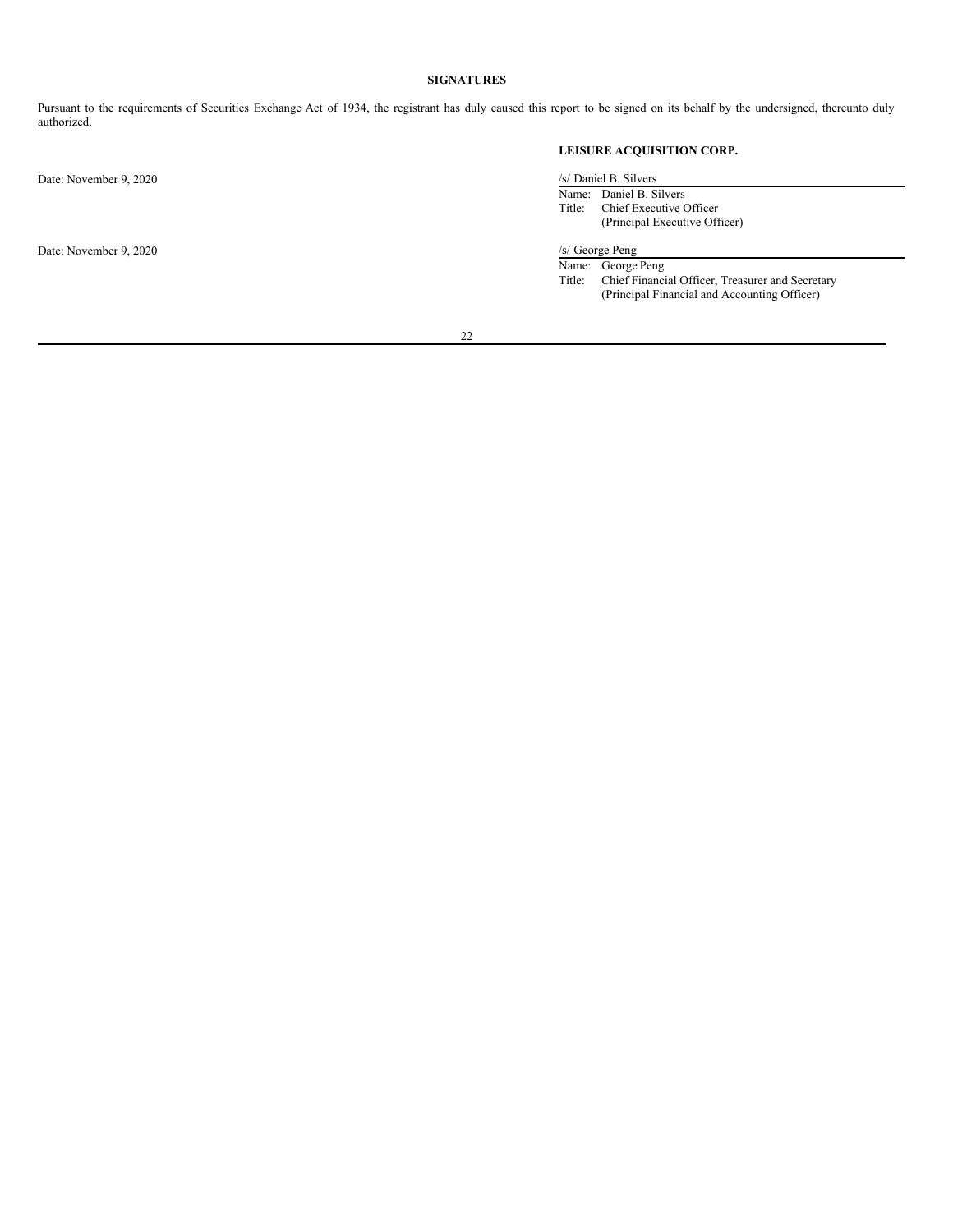## SIGNATURES

Pursuant to the requirements of Securities Exchange Act of 1934, the registrant has duly caused this report to be signed on its behalf by the undersigned, thereunto duly authorized.

**LEISURE ACQUISITION CORP.**

Date: November 9, 2020

/s/ Daniel B. Silvers

Name: Daniel B. Silvers
Title: Chief Executive Officer
(Principal Executive Officer)

Date: November 9, 2020

/s/ George Peng

Name: George Peng
Title: Chief Financial Officer, Treasurer and Secretary
(Principal Financial and Accounting Officer)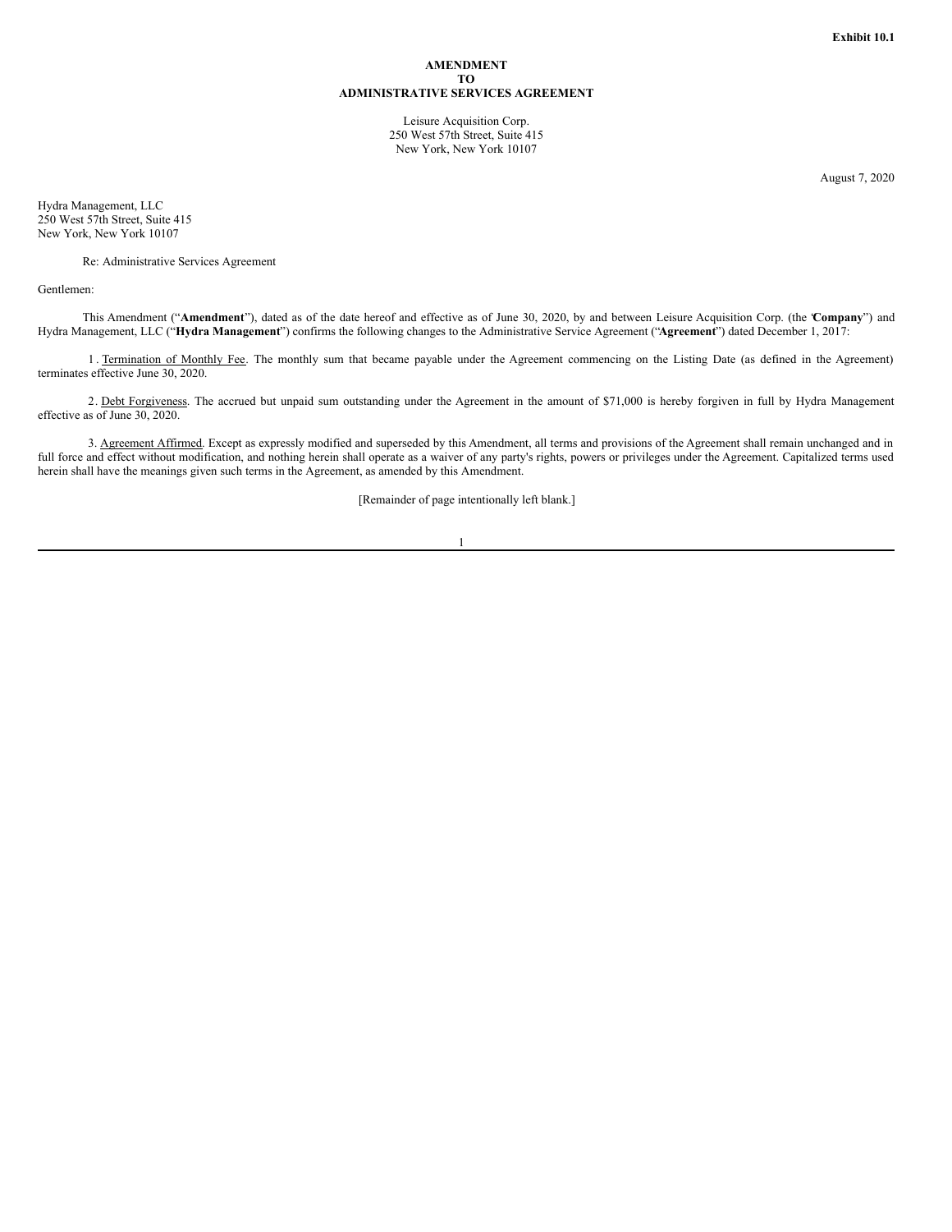Exhibit 10.1

**AMENDMENT**
**TO**
**ADMINISTRATIVE SERVICES AGREEMENT**

Leisure Acquisition Corp.
250 West 57th Street, Suite 415
New York, New York 10107

August 7, 2020

Hydra Management, LLC
250 West 57th Street, Suite 415
New York, New York 10107

Re: Administrative Services Agreement

Gentlemen:

This Amendment ("**Amendment**"), dated as of the date hereof and effective as of June 30, 2020, by and between Leisure Acquisition Corp. (the "**Company**") and Hydra Management, LLC ("**Hydra Management**") confirms the following changes to the Administrative Service Agreement ("**Agreement**") dated December 1, 2017:

1. Termination of Monthly Fee. The monthly sum that became payable under the Agreement commencing on the Listing Date (as defined in the Agreement) terminates effective June 30, 2020.

2. Debt Forgiveness. The accrued but unpaid sum outstanding under the Agreement in the amount of $71,000 is hereby forgiven in full by Hydra Management effective as of June 30, 2020.

3. Agreement Affirmed. Except as expressly modified and superseded by this Amendment, all terms and provisions of the Agreement shall remain unchanged and in full force and effect without modification, and nothing herein shall operate as a waiver of any party's rights, powers or privileges under the Agreement. Capitalized terms used herein shall have the meanings given such terms in the Agreement, as amended by this Amendment.

[Remainder of page intentionally left blank.]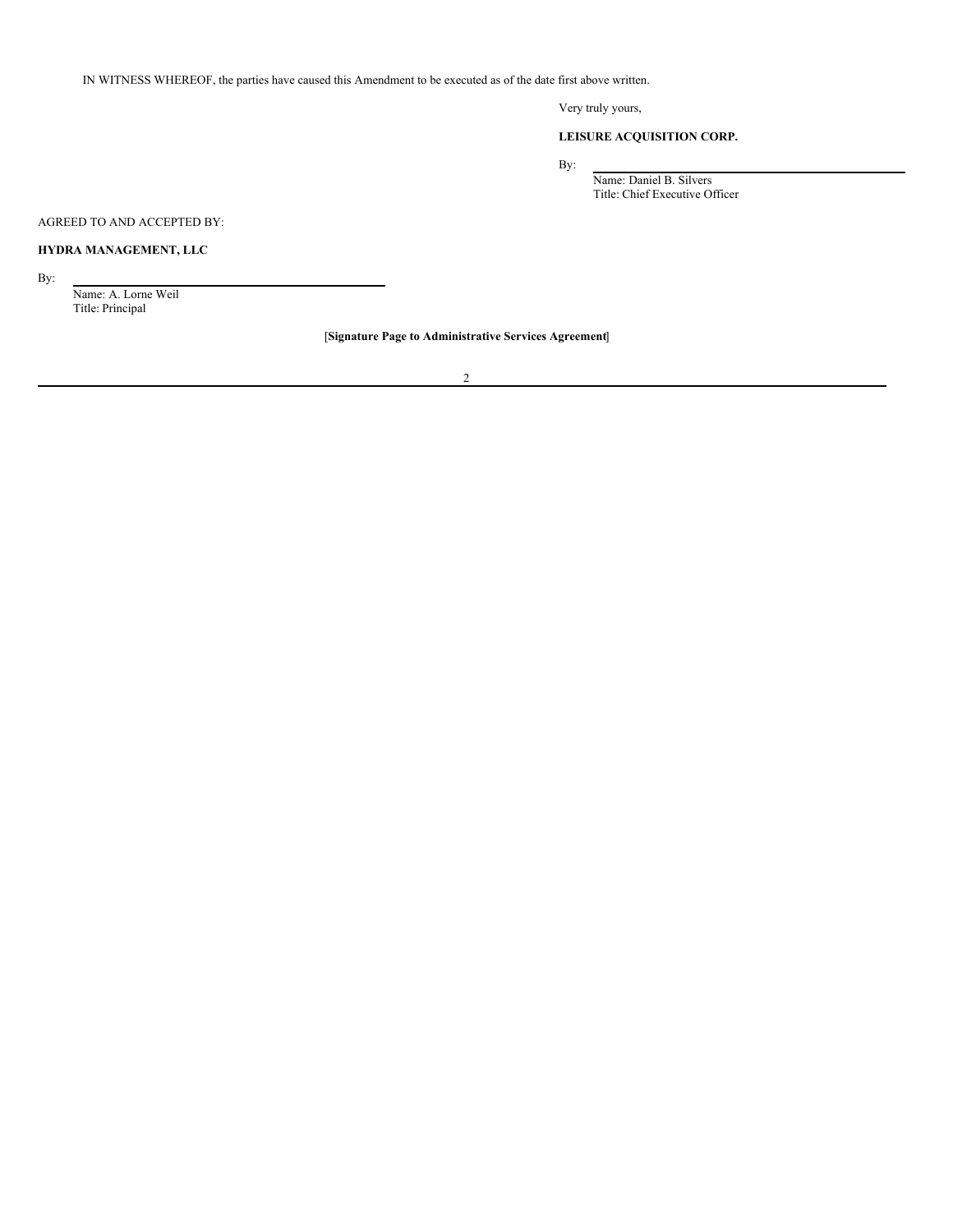IN WITNESS WHEREOF, the parties have caused this Amendment to be executed as of the date first above written.

Very truly yours,

**LEISURE ACQUISITION CORP.**

By: \_\_\_\_\_\_\_\_\_\_\_\_\_\_\_\_\_\_\_\_\_\_\_\_\_\_\_\_\_\_
Name: Daniel B. Silvers
Title: Chief Executive Officer

AGREED TO AND ACCEPTED BY:

**HYDRA MANAGEMENT, LLC**

By: \_\_\_\_\_\_\_\_\_\_\_\_\_\_\_\_\_\_\_\_\_\_\_\_\_\_\_\_\_\_
Name: A. Lorne Weil
Title: Principal

[**Signature Page to Administrative Services Agreement**]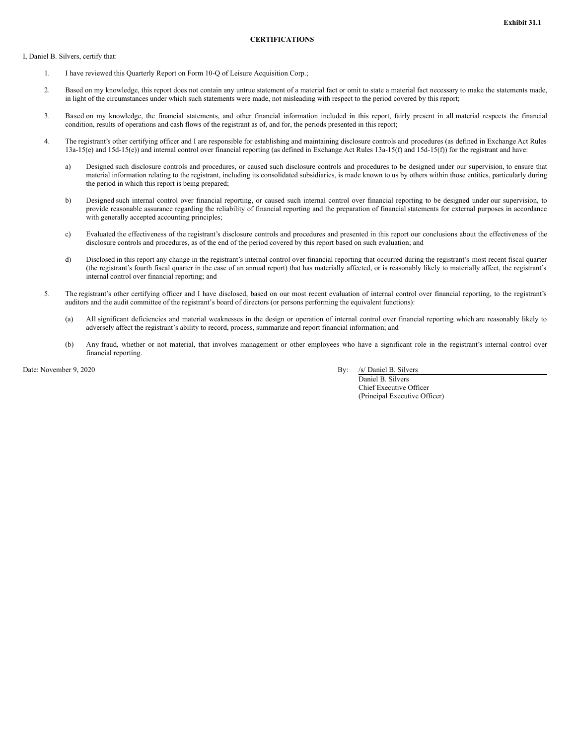**Exhibit 31.1**

**CERTIFICATIONS**

I, Daniel B. Silvers, certify that:

1. I have reviewed this Quarterly Report on Form 10-Q of Leisure Acquisition Corp.;

2. Based on my knowledge, this report does not contain any untrue statement of a material fact or omit to state a material fact necessary to make the statements made, in light of the circumstances under which such statements were made, not misleading with respect to the period covered by this report;

3. Based on my knowledge, the financial statements, and other financial information included in this report, fairly present in all material respects the financial condition, results of operations and cash flows of the registrant as of, and for, the periods presented in this report;

4. The registrant's other certifying officer and I are responsible for establishing and maintaining disclosure controls and procedures (as defined in Exchange Act Rules 13a-15(e) and 15d-15(e)) and internal control over financial reporting (as defined in Exchange Act Rules 13a-15(f) and 15d-15(f)) for the registrant and have:

   a) Designed such disclosure controls and procedures, or caused such disclosure controls and procedures to be designed under our supervision, to ensure that material information relating to the registrant, including its consolidated subsidiaries, is made known to us by others within those entities, particularly during the period in which this report is being prepared;

   b) Designed such internal control over financial reporting, or caused such internal control over financial reporting to be designed under our supervision, to provide reasonable assurance regarding the reliability of financial reporting and the preparation of financial statements for external purposes in accordance with generally accepted accounting principles;

   c) Evaluated the effectiveness of the registrant's disclosure controls and procedures and presented in this report our conclusions about the effectiveness of the disclosure controls and procedures, as of the end of the period covered by this report based on such evaluation; and

   d) Disclosed in this report any change in the registrant's internal control over financial reporting that occurred during the registrant's most recent fiscal quarter (the registrant's fourth fiscal quarter in the case of an annual report) that has materially affected, or is reasonably likely to materially affect, the registrant's internal control over financial reporting; and

5. The registrant's other certifying officer and I have disclosed, based on our most recent evaluation of internal control over financial reporting, to the registrant's auditors and the audit committee of the registrant's board of directors (or persons performing the equivalent functions):

   (a) All significant deficiencies and material weaknesses in the design or operation of internal control over financial reporting which are reasonably likely to adversely affect the registrant's ability to record, process, summarize and report financial information; and

   (b) Any fraud, whether or not material, that involves management or other employees who have a significant role in the registrant's internal control over financial reporting.

Date: November 9, 2020

By: /s/ Daniel B. Silvers
Daniel B. Silvers
Chief Executive Officer
(Principal Executive Officer)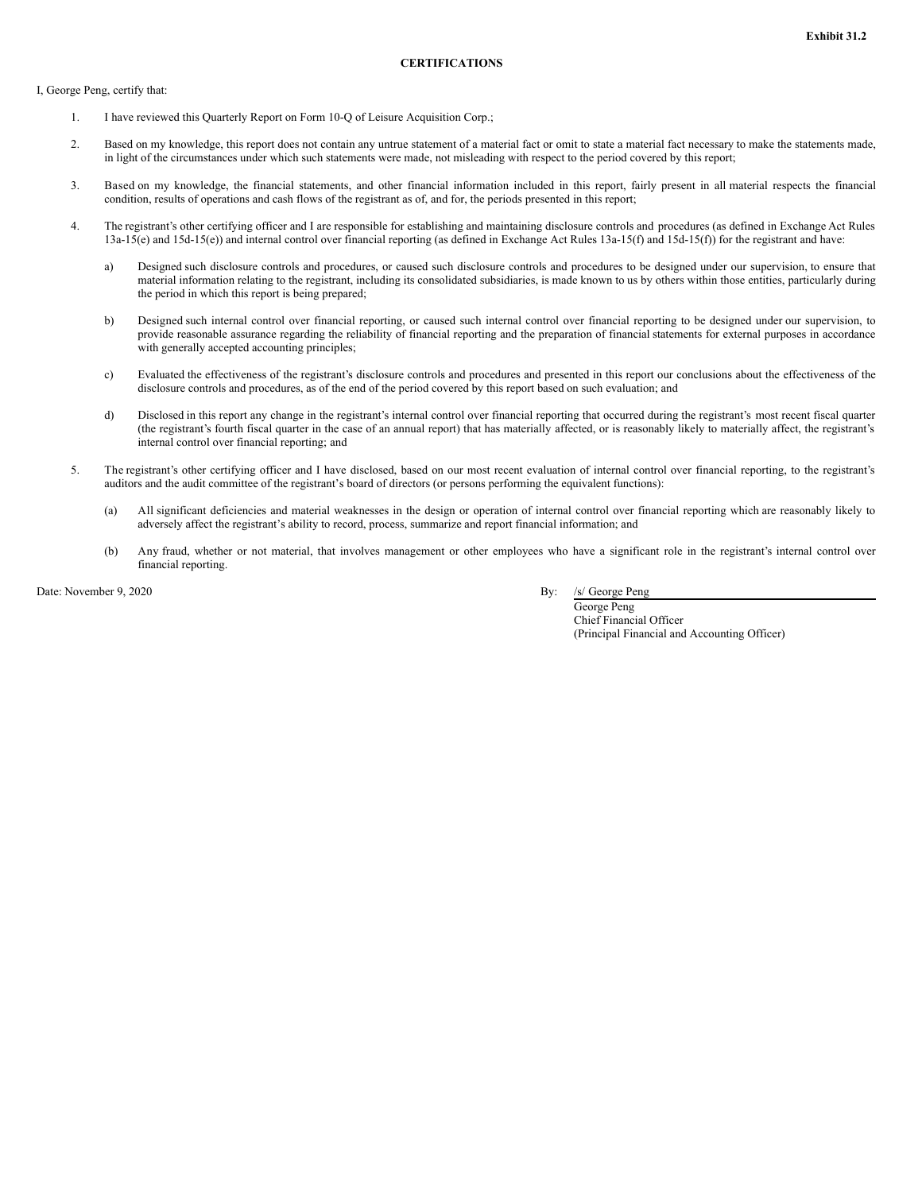**Exhibit 31.2**

**CERTIFICATIONS**

I, George Peng, certify that:

1. I have reviewed this Quarterly Report on Form 10-Q of Leisure Acquisition Corp.;

2. Based on my knowledge, this report does not contain any untrue statement of a material fact or omit to state a material fact necessary to make the statements made, in light of the circumstances under which such statements were made, not misleading with respect to the period covered by this report;

3. Based on my knowledge, the financial statements, and other financial information included in this report, fairly present in all material respects the financial condition, results of operations and cash flows of the registrant as of, and for, the periods presented in this report;

4. The registrant's other certifying officer and I are responsible for establishing and maintaining disclosure controls and procedures (as defined in Exchange Act Rules 13a-15(e) and 15d-15(e)) and internal control over financial reporting (as defined in Exchange Act Rules 13a-15(f) and 15d-15(f)) for the registrant and have:

   a) Designed such disclosure controls and procedures, or caused such disclosure controls and procedures to be designed under our supervision, to ensure that material information relating to the registrant, including its consolidated subsidiaries, is made known to us by others within those entities, particularly during the period in which this report is being prepared;

   b) Designed such internal control over financial reporting, or caused such internal control over financial reporting to be designed under our supervision, to provide reasonable assurance regarding the reliability of financial reporting and the preparation of financial statements for external purposes in accordance with generally accepted accounting principles;

   c) Evaluated the effectiveness of the registrant's disclosure controls and procedures and presented in this report our conclusions about the effectiveness of the disclosure controls and procedures, as of the end of the period covered by this report based on such evaluation; and

   d) Disclosed in this report any change in the registrant's internal control over financial reporting that occurred during the registrant's most recent fiscal quarter (the registrant's fourth fiscal quarter in the case of an annual report) that has materially affected, or is reasonably likely to materially affect, the registrant's internal control over financial reporting; and

5. The registrant's other certifying officer and I have disclosed, based on our most recent evaluation of internal control over financial reporting, to the registrant's auditors and the audit committee of the registrant's board of directors (or persons performing the equivalent functions):

   (a) All significant deficiencies and material weaknesses in the design or operation of internal control over financial reporting which are reasonably likely to adversely affect the registrant's ability to record, process, summarize and report financial information; and

   (b) Any fraud, whether or not material, that involves management or other employees who have a significant role in the registrant's internal control over financial reporting.

Date: November 9, 2020

By: /s/ George Peng
George Peng
Chief Financial Officer
(Principal Financial and Accounting Officer)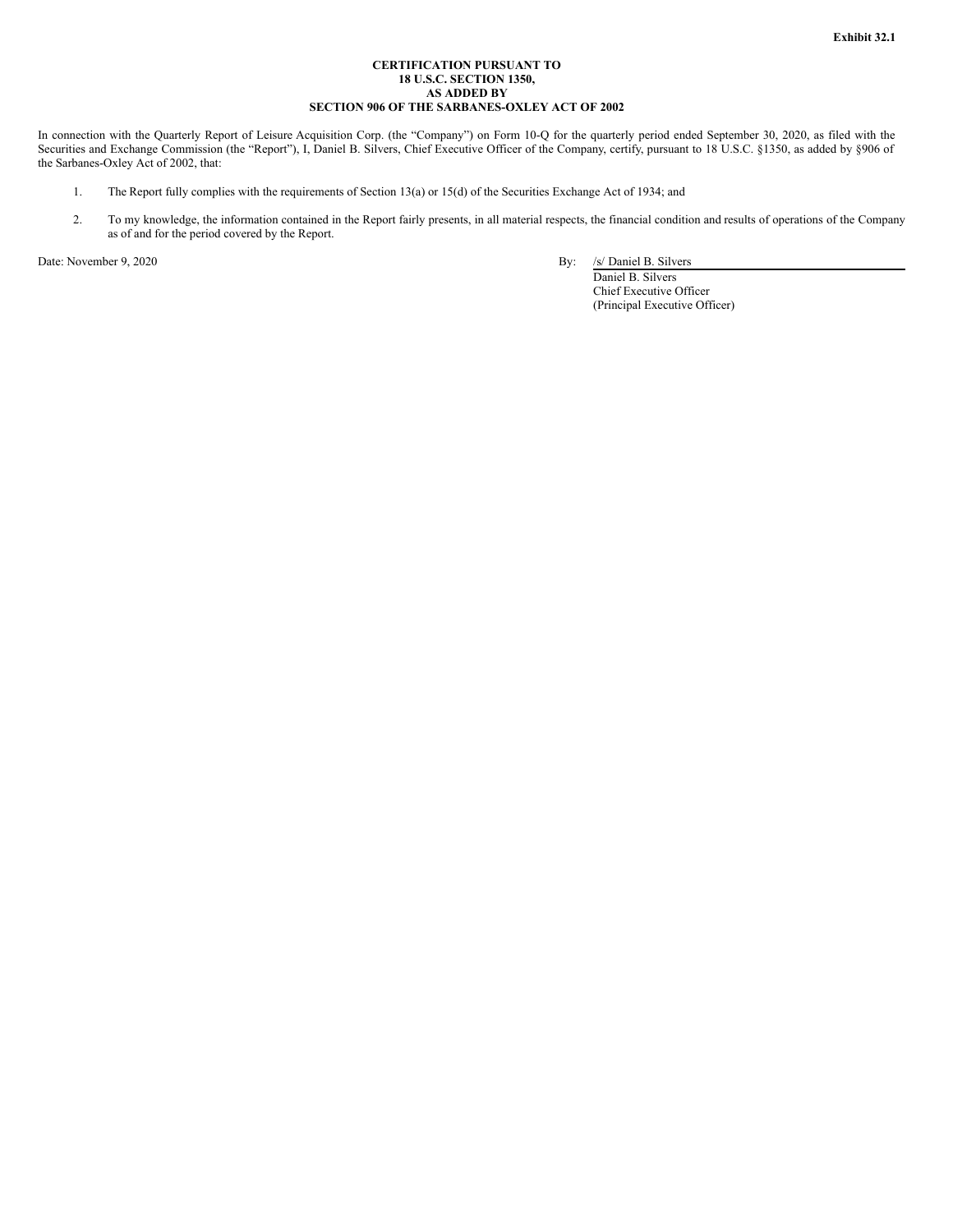**Exhibit 32.1**

**CERTIFICATION PURSUANT TO**
**18 U.S.C. SECTION 1350,**
**AS ADDED BY**
**SECTION 906 OF THE SARBANES-OXLEY ACT OF 2002**

In connection with the Quarterly Report of Leisure Acquisition Corp. (the "Company") on Form 10-Q for the quarterly period ended September 30, 2020, as filed with the Securities and Exchange Commission (the "Report"), I, Daniel B. Silvers, Chief Executive Officer of the Company, certify, pursuant to 18 U.S.C. §1350, as added by §906 of the Sarbanes-Oxley Act of 2002, that:

1. The Report fully complies with the requirements of Section 13(a) or 15(d) of the Securities Exchange Act of 1934; and

2. To my knowledge, the information contained in the Report fairly presents, in all material respects, the financial condition and results of operations of the Company as of and for the period covered by the Report.

Date: November 9, 2020

By: /s/ Daniel B. Silvers
Daniel B. Silvers
Chief Executive Officer
(Principal Executive Officer)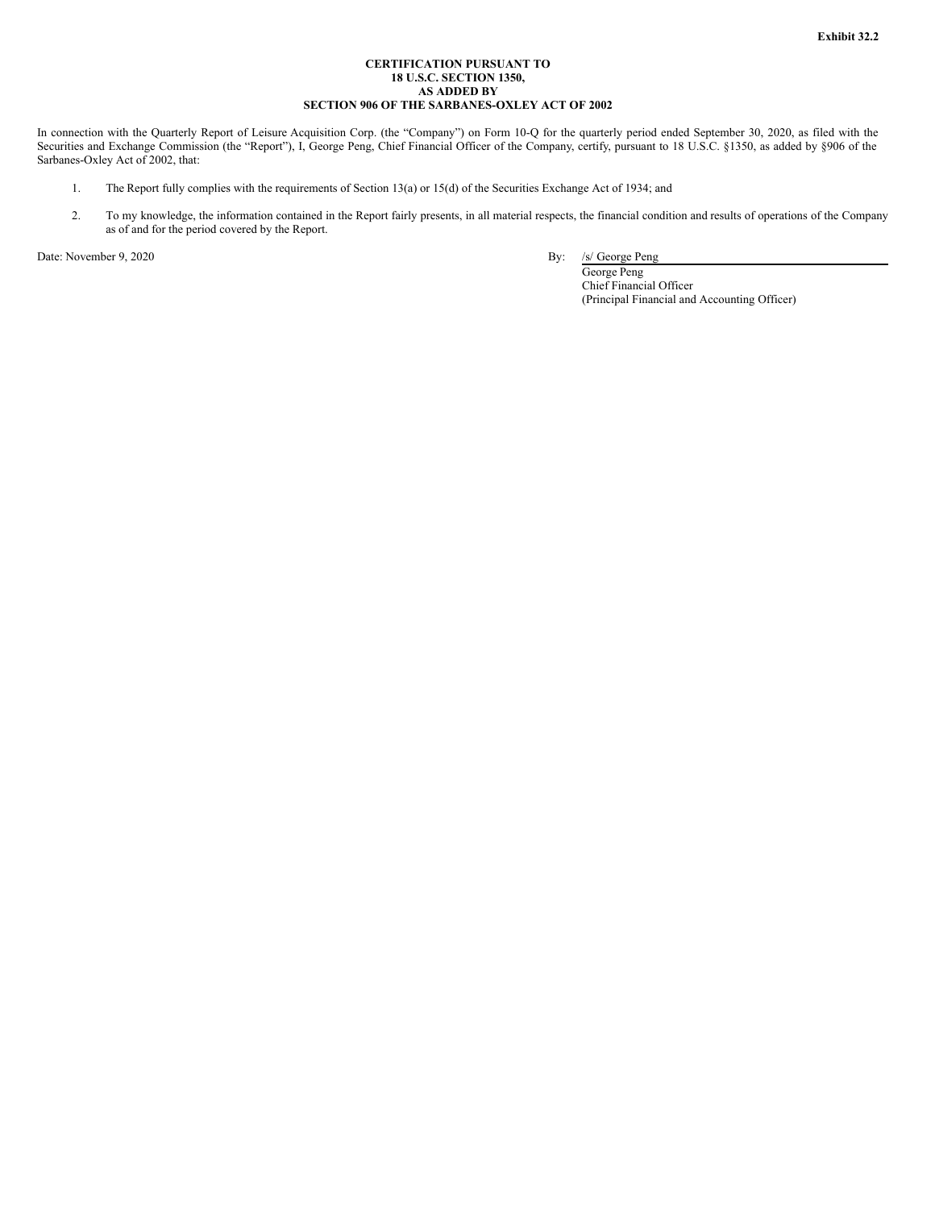**Exhibit 32.2**

**CERTIFICATION PURSUANT TO**
**18 U.S.C. SECTION 1350,**
**AS ADDED BY**
**SECTION 906 OF THE SARBANES-OXLEY ACT OF 2002**

In connection with the Quarterly Report of Leisure Acquisition Corp. (the "Company") on Form 10-Q for the quarterly period ended September 30, 2020, as filed with the Securities and Exchange Commission (the "Report"), I, George Peng, Chief Financial Officer of the Company, certify, pursuant to 18 U.S.C. §1350, as added by §906 of the Sarbanes-Oxley Act of 2002, that:

1. The Report fully complies with the requirements of Section 13(a) or 15(d) of the Securities Exchange Act of 1934; and

2. To my knowledge, the information contained in the Report fairly presents, in all material respects, the financial condition and results of operations of the Company as of and for the period covered by the Report.

Date: November 9, 2020

By: /s/ George Peng
George Peng
Chief Financial Officer
(Principal Financial and Accounting Officer)